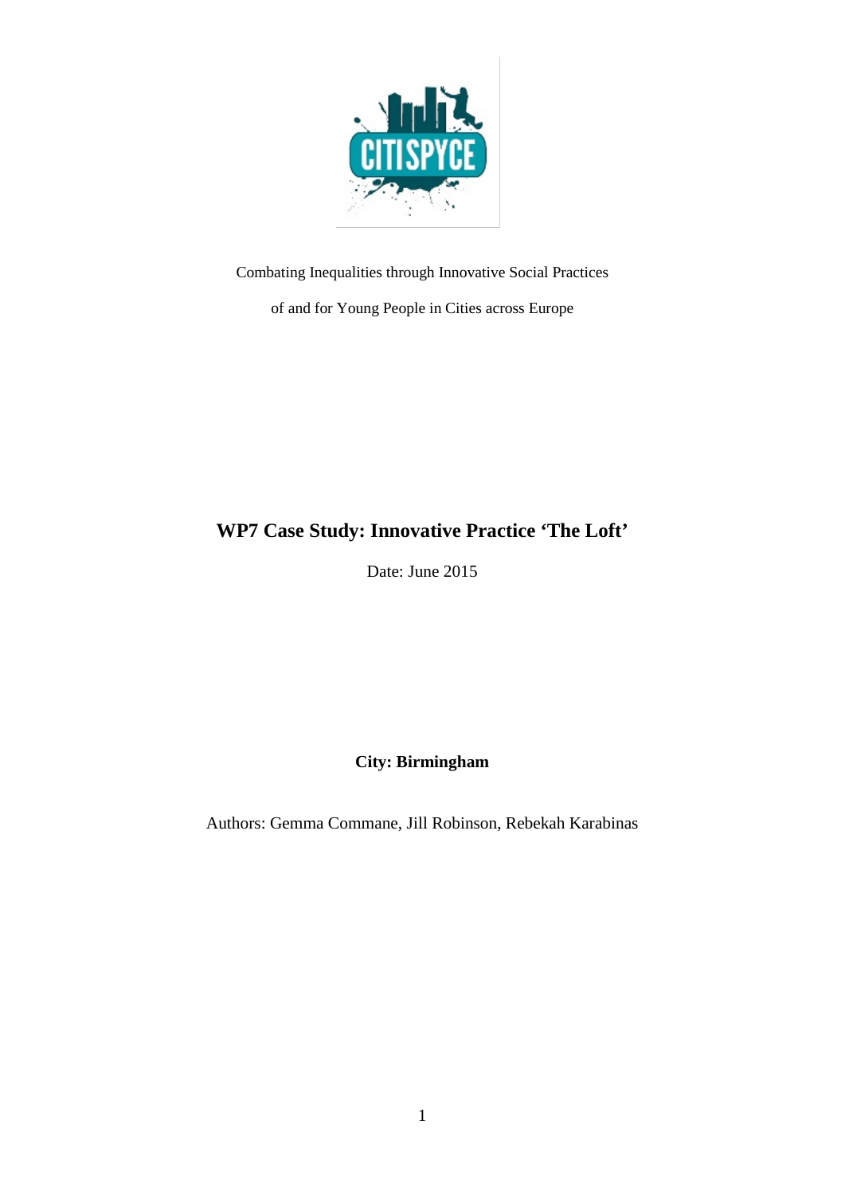Combating Inequalities through Innovative Social Practices

of and for Young People in Cities across Europe

# WP7 Case Study: Innovative Practice 'The Loft'

Date: June 2015

**City: Birmingham**

Authors: Gemma Commane, Jill Robinson, Rebekah Karabinas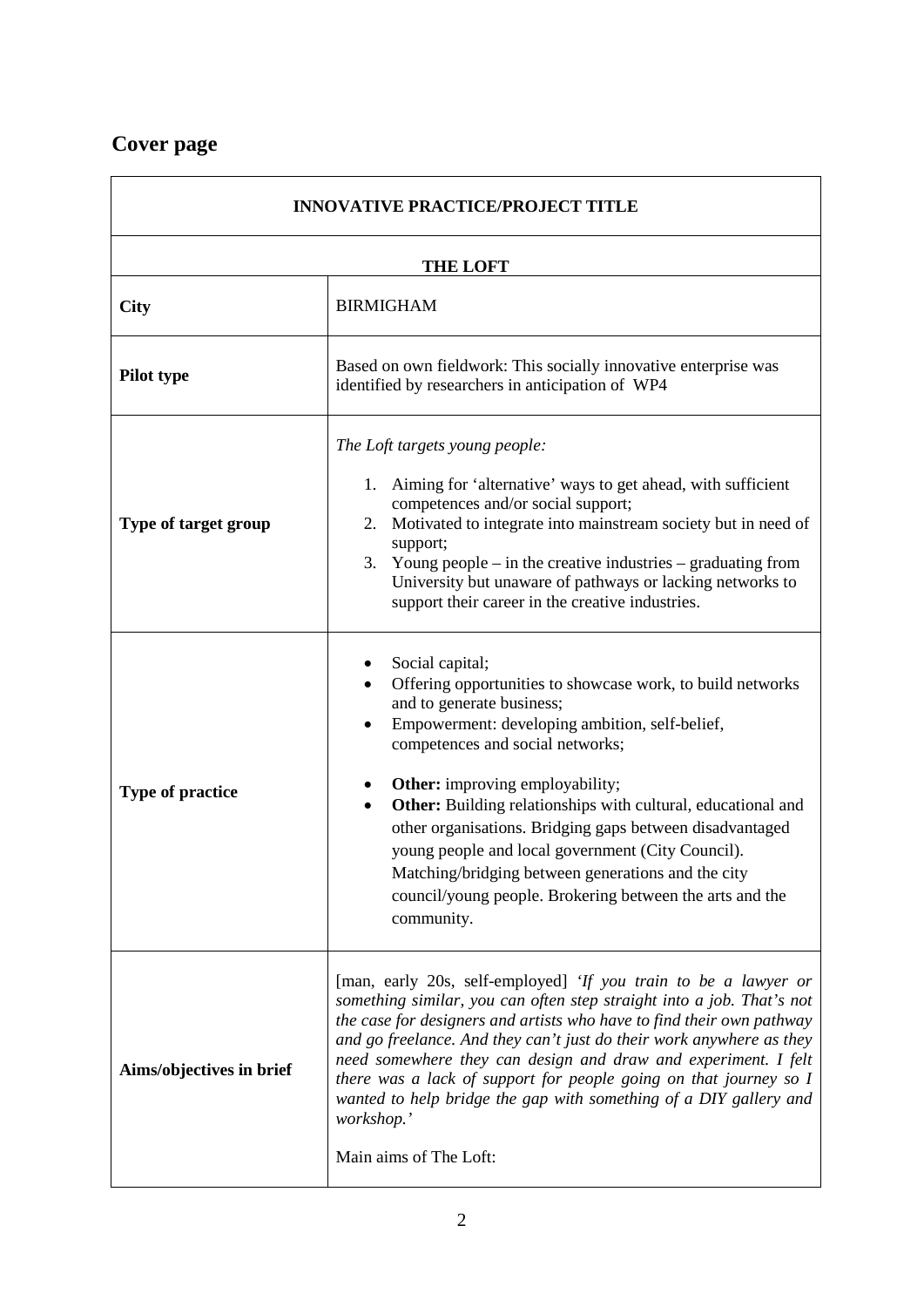## Cover page

| INNOVATIVE PRACTICE/PROJECT TITLE | |
|---|---|
| **THE LOFT** | |
| **City** | BIRMIGHAM |
| **Pilot type** | Based on own fieldwork: This socially innovative enterprise was identified by researchers in anticipation of WP4 |
| **Type of target group** | *The Loft targets young people:*<br>1. Aiming for 'alternative' ways to get ahead, with sufficient competences and/or social support;<br>2. Motivated to integrate into mainstream society but in need of support;<br>3. Young people – in the creative industries – graduating from University but unaware of pathways or lacking networks to support their career in the creative industries. |
| **Type of practice** | • Social capital;<br>• Offering opportunities to showcase work, to build networks and to generate business;<br>• Empowerment: developing ambition, self-belief, competences and social networks;<br>• **Other:** improving employability;<br>• **Other:** Building relationships with cultural, educational and other organisations. Bridging gaps between disadvantaged young people and local government (City Council). Matching/bridging between generations and the city council/young people. Brokering between the arts and the community. |
| **Aims/objectives in brief** | [man, early 20s, self-employed] *'If you train to be a lawyer or something similar, you can often step straight into a job. That's not the case for designers and artists who have to find their own pathway and go freelance. And they can't just do their work anywhere as they need somewhere they can design and draw and experiment. I felt there was a lack of support for people going on that journey so I wanted to help bridge the gap with something of a DIY gallery and workshop.'*<br><br>Main aims of The Loft: |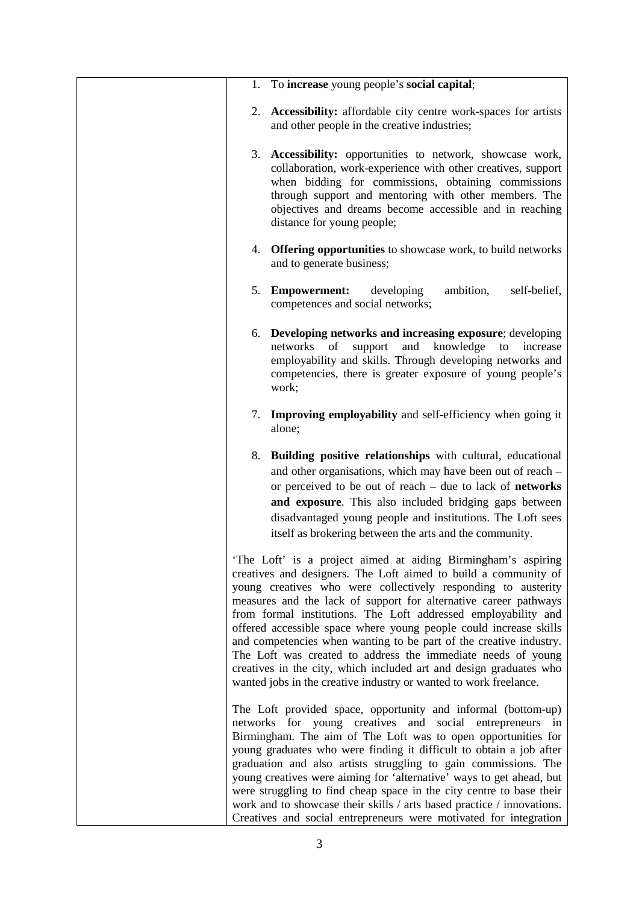| | 1. To **increase** young people's **social capital**;<br><br>2. **Accessibility:** affordable city centre work-spaces for artists and other people in the creative industries;<br><br>3. **Accessibility:** opportunities to network, showcase work, collaboration, work-experience with other creatives, support when bidding for commissions, obtaining commissions through support and mentoring with other members. The objectives and dreams become accessible and in reaching distance for young people;<br><br>4. **Offering opportunities** to showcase work, to build networks and to generate business;<br><br>5. **Empowerment:** developing ambition, self-belief, competences and social networks;<br><br>6. **Developing networks and increasing exposure**; developing networks of support and knowledge to increase employability and skills. Through developing networks and competencies, there is greater exposure of young people's work;<br><br>7. **Improving employability** and self-efficiency when going it alone;<br><br>8. **Building positive relationships** with cultural, educational and other organisations, which may have been out of reach – or perceived to be out of reach – due to lack of **networks and exposure**. This also included bridging gaps between disadvantaged young people and institutions. The Loft sees itself as brokering between the arts and the community.<br><br>'The Loft' is a project aimed at aiding Birmingham's aspiring creatives and designers. The Loft aimed to build a community of young creatives who were collectively responding to austerity measures and the lack of support for alternative career pathways from formal institutions. The Loft addressed employability and offered accessible space where young people could increase skills and competencies when wanting to be part of the creative industry. The Loft was created to address the immediate needs of young creatives in the city, which included art and design graduates who wanted jobs in the creative industry or wanted to work freelance.<br><br>The Loft provided space, opportunity and informal (bottom-up) networks for young creatives and social entrepreneurs in Birmingham. The aim of The Loft was to open opportunities for young graduates who were finding it difficult to obtain a job after graduation and also artists struggling to gain commissions. The young creatives were aiming for 'alternative' ways to get ahead, but were struggling to find cheap space in the city centre to base their work and to showcase their skills / arts based practice / innovations. Creatives and social entrepreneurs were motivated for integration |
|---|---|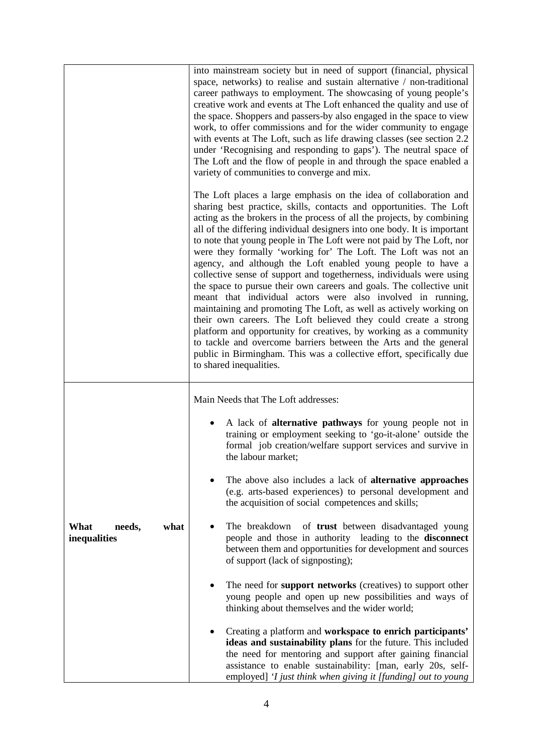| | |
|---|---|
| | into mainstream society but in need of support (financial, physical space, networks) to realise and sustain alternative / non-traditional career pathways to employment. The showcasing of young people's creative work and events at The Loft enhanced the quality and use of the space. Shoppers and passers-by also engaged in the space to view work, to offer commissions and for the wider community to engage with events at The Loft, such as life drawing classes (see section 2.2 under 'Recognising and responding to gaps'). The neutral space of The Loft and the flow of people in and through the space enabled a variety of communities to converge and mix.<br><br>The Loft places a large emphasis on the idea of collaboration and sharing best practice, skills, contacts and opportunities. The Loft acting as the brokers in the process of all the projects, by combining all of the differing individual designers into one body. It is important to note that young people in The Loft were not paid by The Loft, nor were they formally 'working for' The Loft. The Loft was not an agency, and although the Loft enabled young people to have a collective sense of support and togetherness, individuals were using the space to pursue their own careers and goals. The collective unit meant that individual actors were also involved in running, maintaining and promoting The Loft, as well as actively working on their own careers. The Loft believed they could create a strong platform and opportunity for creatives, by working as a community to tackle and overcome barriers between the Arts and the general public in Birmingham. This was a collective effort, specifically due to shared inequalities. |
| **What needs, what inequalities** | Main Needs that The Loft addresses:<br><br>• A lack of **alternative pathways** for young people not in training or employment seeking to 'go-it-alone' outside the formal job creation/welfare support services and survive in the labour market;<br><br>• The above also includes a lack of **alternative approaches** (e.g. arts-based experiences) to personal development and the acquisition of social competences and skills;<br><br>• The breakdown of **trust** between disadvantaged young people and those in authority leading to the **disconnect** between them and opportunities for development and sources of support (lack of signposting);<br><br>• The need for **support networks** (creatives) to support other young people and open up new possibilities and ways of thinking about themselves and the wider world;<br><br>• Creating a platform and **workspace to enrich participants' ideas and sustainability plans** for the future. This included the need for mentoring and support after gaining financial assistance to enable sustainability: [man, early 20s, self-employed] *'I just think when giving it [funding] out to young* |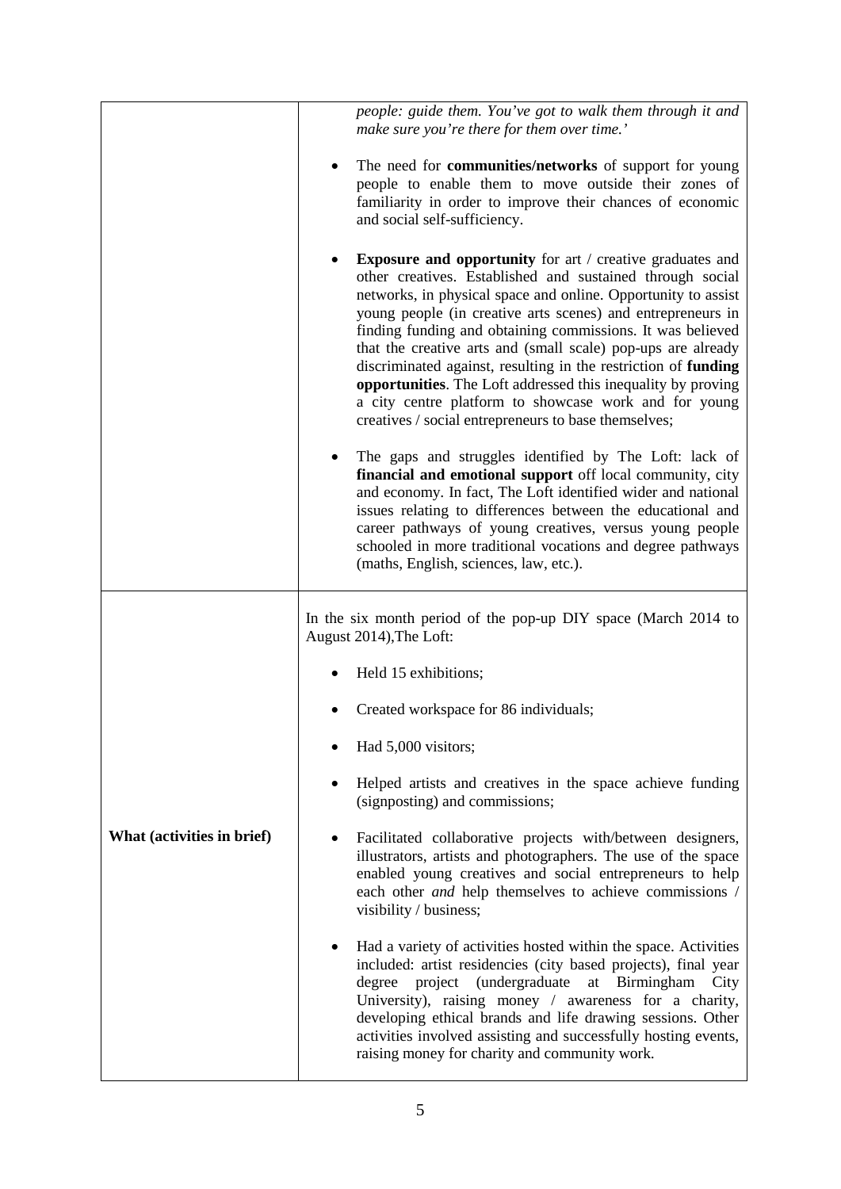| | |
|---|---|
| | *people: guide them. You've got to walk them through it and make sure you're there for them over time.'*<br><br>• The need for **communities/networks** of support for young people to enable them to move outside their zones of familiarity in order to improve their chances of economic and social self-sufficiency.<br><br>• **Exposure and opportunity** for art / creative graduates and other creatives. Established and sustained through social networks, in physical space and online. Opportunity to assist young people (in creative arts scenes) and entrepreneurs in finding funding and obtaining commissions. It was believed that the creative arts and (small scale) pop-ups are already discriminated against, resulting in the restriction of **funding opportunities**. The Loft addressed this inequality by proving a city centre platform to showcase work and for young creatives / social entrepreneurs to base themselves;<br><br>• The gaps and struggles identified by The Loft: lack of **financial and emotional support** off local community, city and economy. In fact, The Loft identified wider and national issues relating to differences between the educational and career pathways of young creatives, versus young people schooled in more traditional vocations and degree pathways (maths, English, sciences, law, etc.). |
| **What (activities in brief)** | In the six month period of the pop-up DIY space (March 2014 to August 2014),The Loft:<br><br>• Held 15 exhibitions;<br><br>• Created workspace for 86 individuals;<br><br>• Had 5,000 visitors;<br><br>• Helped artists and creatives in the space achieve funding (signposting) and commissions;<br><br>• Facilitated collaborative projects with/between designers, illustrators, artists and photographers. The use of the space enabled young creatives and social entrepreneurs to help each other *and* help themselves to achieve commissions / visibility / business;<br><br>• Had a variety of activities hosted within the space. Activities included: artist residencies (city based projects), final year degree project (undergraduate at Birmingham City University), raising money / awareness for a charity, developing ethical brands and life drawing sessions. Other activities involved assisting and successfully hosting events, raising money for charity and community work. |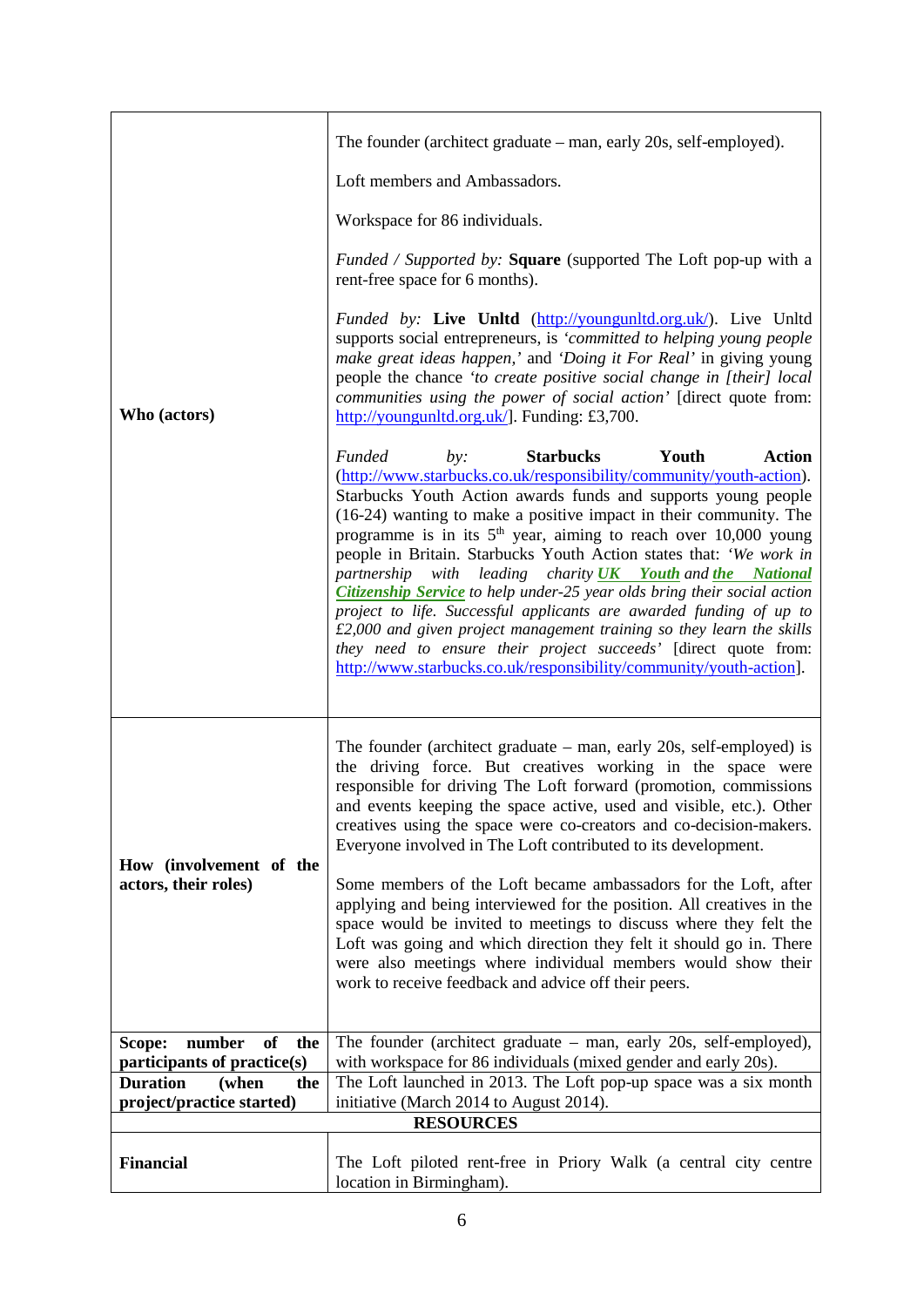| | |
|---|---|
| **Who (actors)** | The founder (architect graduate – man, early 20s, self-employed).<br><br>Loft members and Ambassadors.<br><br>Workspace for 86 individuals.<br><br>*Funded / Supported by:* **Square** (supported The Loft pop-up with a rent-free space for 6 months).<br><br>*Funded by:* **Live Unltd** (http://youngunltd.org.uk/). Live Unltd supports social entrepreneurs, is *'committed to helping young people make great ideas happen,'* and *'Doing it For Real'* in giving young people the chance *'to create positive social change in [their] local communities using the power of social action'* [direct quote from: http://youngunltd.org.uk/]. Funding: £3,700.<br><br>*Funded by:* **Starbucks Youth Action** (http://www.starbucks.co.uk/responsibility/community/youth-action). Starbucks Youth Action awards funds and supports young people (16-24) wanting to make a positive impact in their community. The programme is in its 5th year, aiming to reach over 10,000 young people in Britain. Starbucks Youth Action states that: '*We work in partnership with leading charity UK Youth and the National Citizenship Service to help under-25 year olds bring their social action project to life. Successful applicants are awarded funding of up to £2,000 and given project management training so they learn the skills they need to ensure their project succeeds*' [direct quote from: http://www.starbucks.co.uk/responsibility/community/youth-action]. |
| **How (involvement of the actors, their roles)** | The founder (architect graduate – man, early 20s, self-employed) is the driving force. But creatives working in the space were responsible for driving The Loft forward (promotion, commissions and events keeping the space active, used and visible, etc.). Other creatives using the space were co-creators and co-decision-makers. Everyone involved in The Loft contributed to its development.<br><br>Some members of the Loft became ambassadors for the Loft, after applying and being interviewed for the position. All creatives in the space would be invited to meetings to discuss where they felt the Loft was going and which direction they felt it should go in. There were also meetings where individual members would show their work to receive feedback and advice off their peers. |
| **Scope: number of the participants of practice(s)** | The founder (architect graduate – man, early 20s, self-employed), with workspace for 86 individuals (mixed gender and early 20s). |
| **Duration (when the project/practice started)** | The Loft launched in 2013. The Loft pop-up space was a six month initiative (March 2014 to August 2014). |
| **RESOURCES** | |
| **Financial** | The Loft piloted rent-free in Priory Walk (a central city centre location in Birmingham). |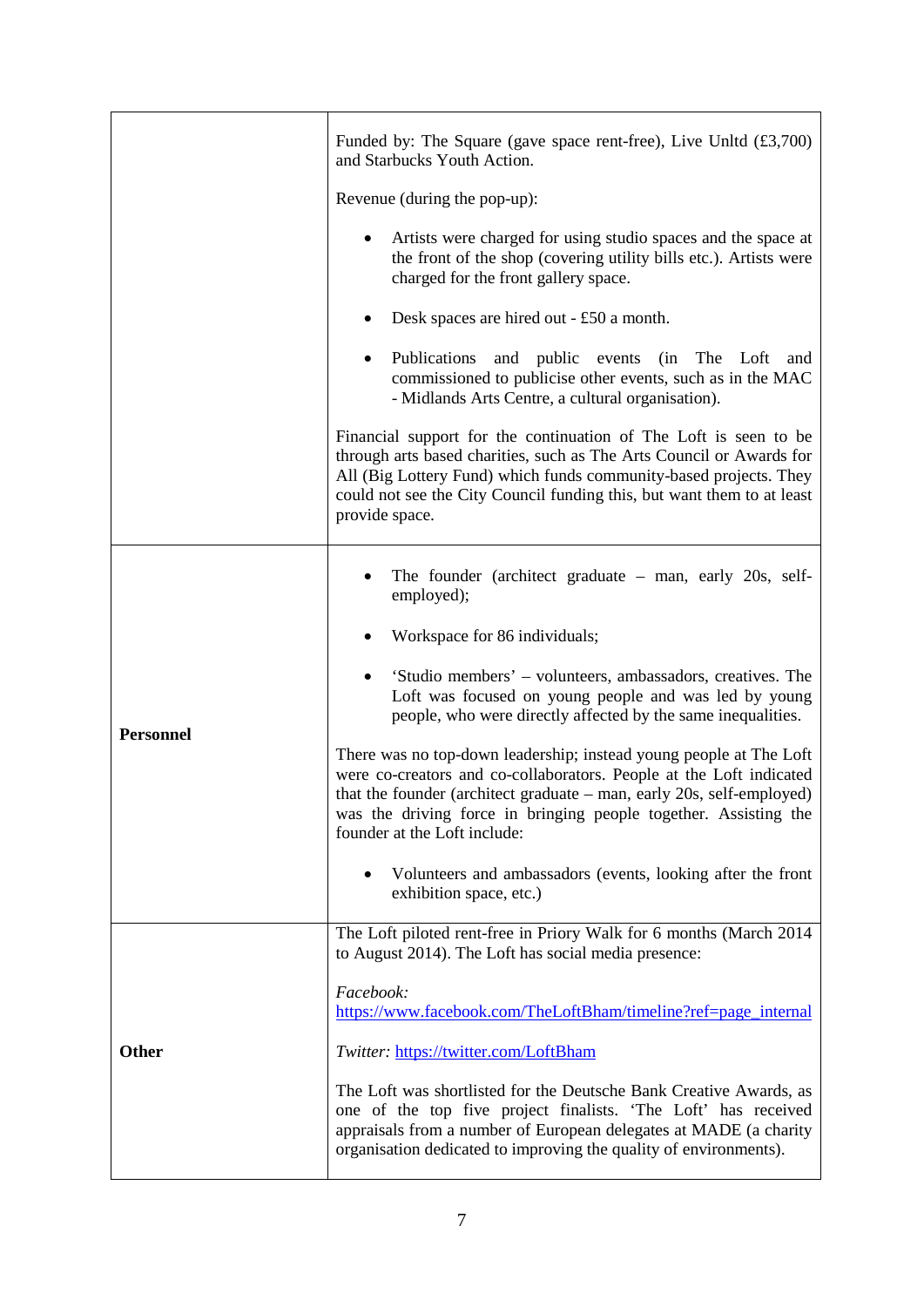| | |
|---|---|
| | Funded by: The Square (gave space rent-free), Live Unltd (£3,700) and Starbucks Youth Action.<br><br>Revenue (during the pop-up):<br><br>• Artists were charged for using studio spaces and the space at the front of the shop (covering utility bills etc.). Artists were charged for the front gallery space.<br><br>• Desk spaces are hired out - £50 a month.<br><br>• Publications and public events (in The Loft and commissioned to publicise other events, such as in the MAC - Midlands Arts Centre, a cultural organisation).<br><br>Financial support for the continuation of The Loft is seen to be through arts based charities, such as The Arts Council or Awards for All (Big Lottery Fund) which funds community-based projects. They could not see the City Council funding this, but want them to at least provide space. |
| **Personnel** | • The founder (architect graduate – man, early 20s, self-employed);<br><br>• Workspace for 86 individuals;<br><br>• 'Studio members' – volunteers, ambassadors, creatives. The Loft was focused on young people and was led by young people, who were directly affected by the same inequalities.<br><br>There was no top-down leadership; instead young people at The Loft were co-creators and co-collaborators. People at the Loft indicated that the founder (architect graduate – man, early 20s, self-employed) was the driving force in bringing people together. Assisting the founder at the Loft include:<br><br>• Volunteers and ambassadors (events, looking after the front exhibition space, etc.) |
| **Other** | The Loft piloted rent-free in Priory Walk for 6 months (March 2014 to August 2014). The Loft has social media presence:<br><br>*Facebook:* https://www.facebook.com/TheLoftBham/timeline?ref=page_internal<br><br>*Twitter:* https://twitter.com/LoftBham<br><br>The Loft was shortlisted for the Deutsche Bank Creative Awards, as one of the top five project finalists. 'The Loft' has received appraisals from a number of European delegates at MADE (a charity organisation dedicated to improving the quality of environments). |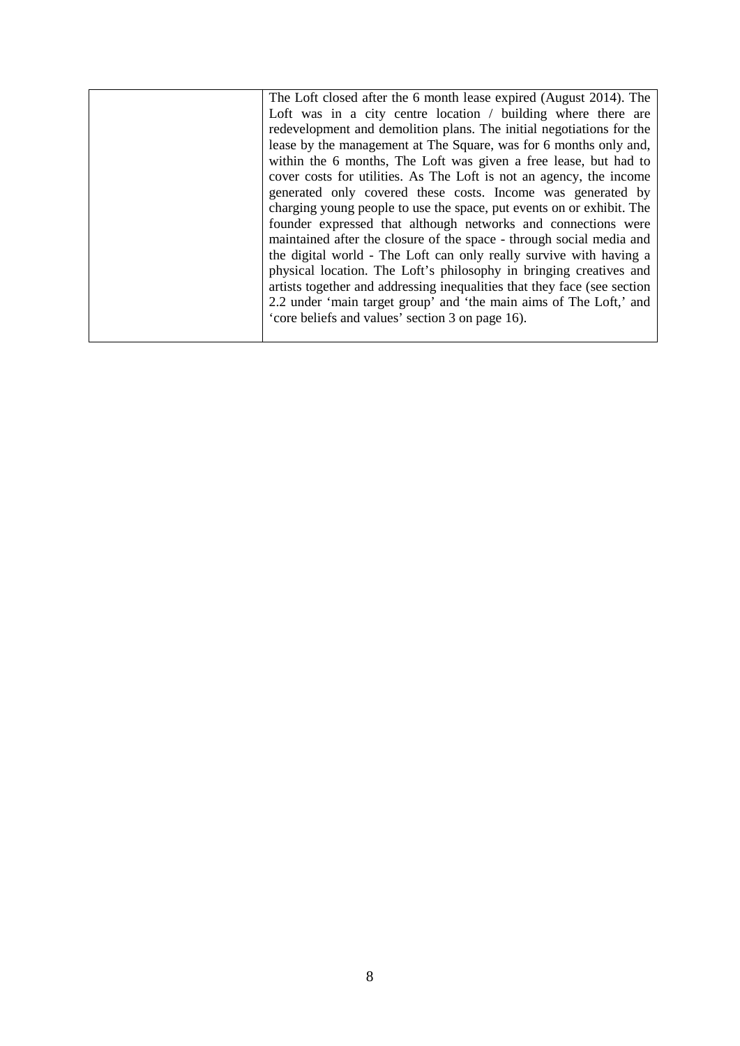| | |
|---|---|
| | The Loft closed after the 6 month lease expired (August 2014). The Loft was in a city centre location / building where there are redevelopment and demolition plans. The initial negotiations for the lease by the management at The Square, was for 6 months only and, within the 6 months, The Loft was given a free lease, but had to cover costs for utilities. As The Loft is not an agency, the income generated only covered these costs. Income was generated by charging young people to use the space, put events on or exhibit. The founder expressed that although networks and connections were maintained after the closure of the space - through social media and the digital world - The Loft can only really survive with having a physical location. The Loft's philosophy in bringing creatives and artists together and addressing inequalities that they face (see section 2.2 under 'main target group' and 'the main aims of The Loft,' and 'core beliefs and values' section 3 on page 16). |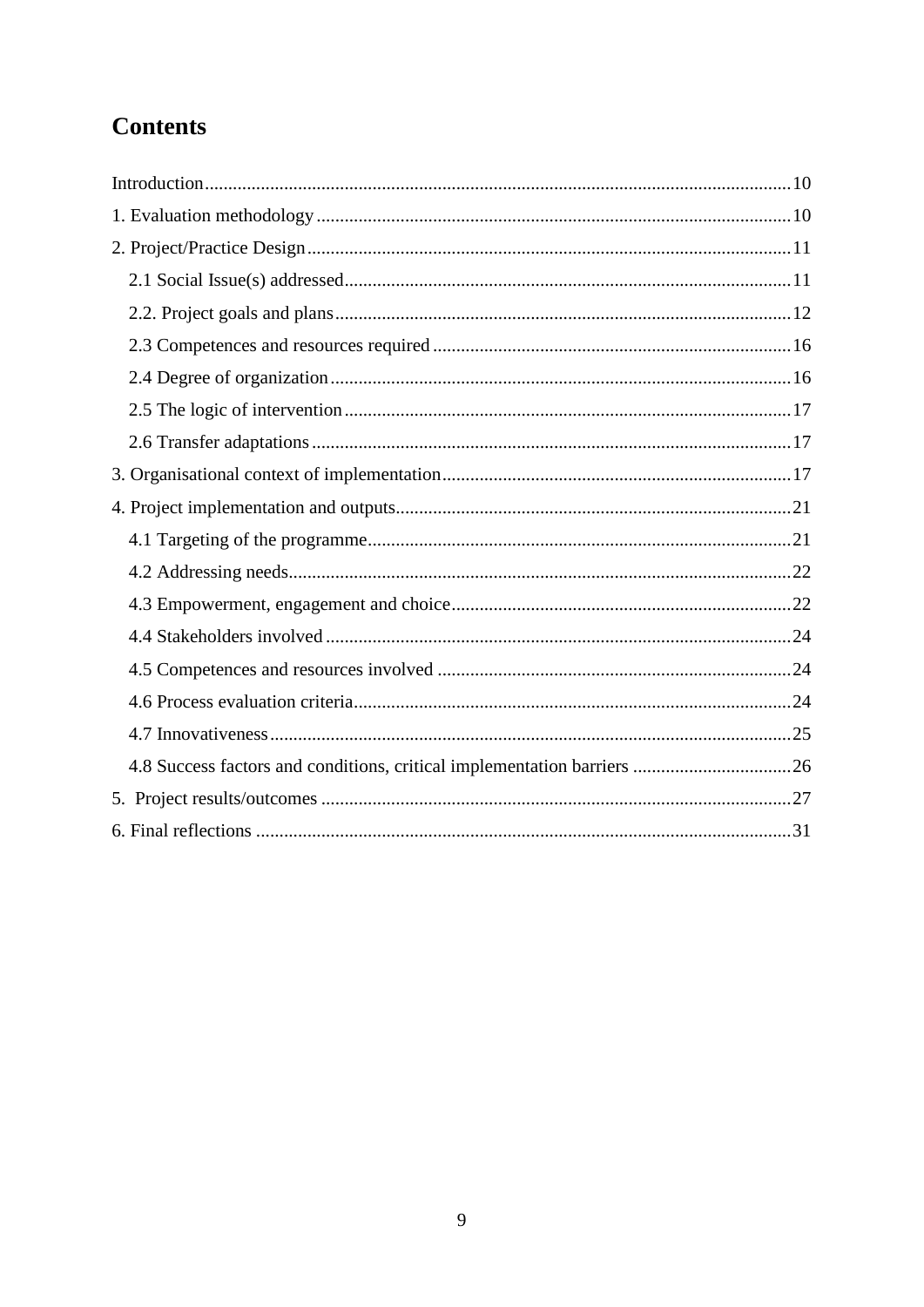# Contents

Introduction....10

1. Evaluation methodology....10

2. Project/Practice Design....11

   2.1 Social Issue(s) addressed....11

   2.2. Project goals and plans....12

   2.3 Competences and resources required....16

   2.4 Degree of organization....16

   2.5 The logic of intervention....17

   2.6 Transfer adaptations....17

3. Organisational context of implementation....17

4. Project implementation and outputs....21

   4.1 Targeting of the programme....21

   4.2 Addressing needs....22

   4.3 Empowerment, engagement and choice....22

   4.4 Stakeholders involved....24

   4.5 Competences and resources involved....24

   4.6 Process evaluation criteria....24

   4.7 Innovativeness....25

   4.8 Success factors and conditions, critical implementation barriers....26

5. Project results/outcomes....27

6. Final reflections....31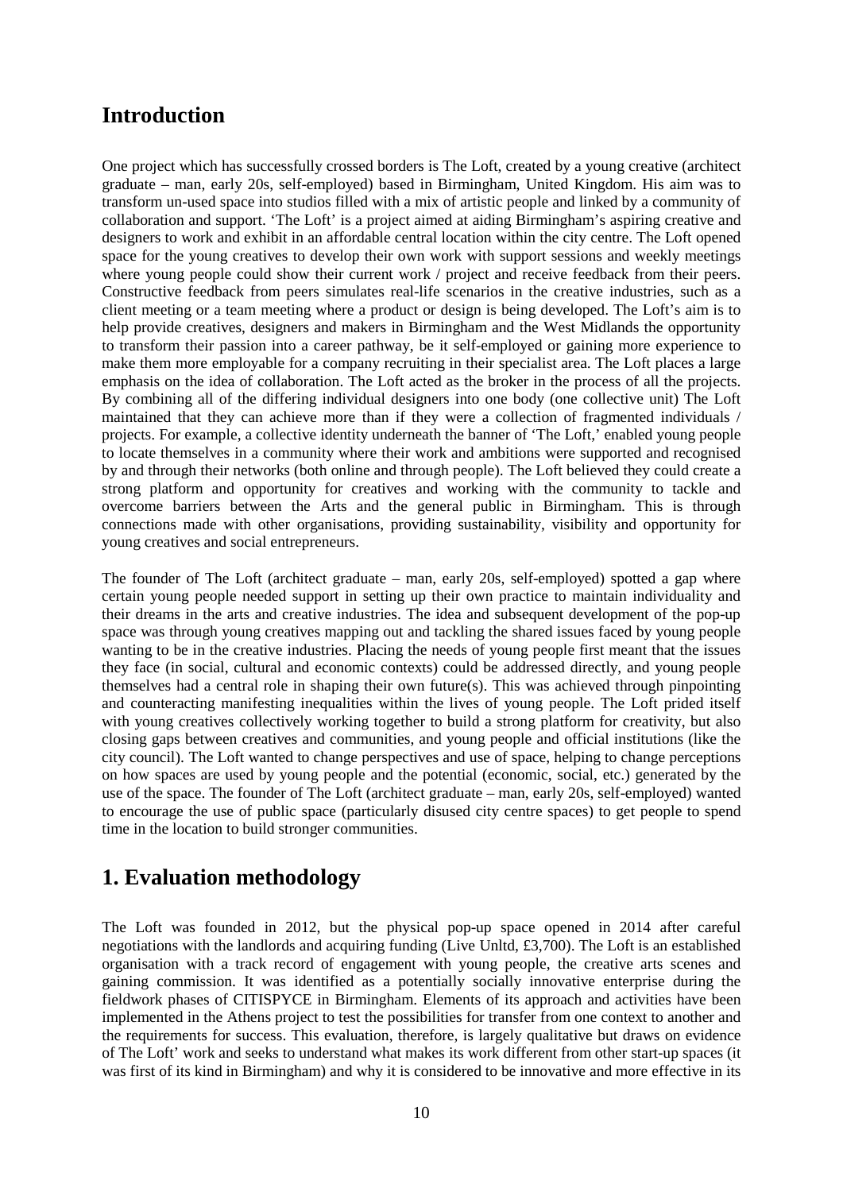## Introduction

One project which has successfully crossed borders is The Loft, created by a young creative (architect graduate – man, early 20s, self-employed) based in Birmingham, United Kingdom. His aim was to transform un-used space into studios filled with a mix of artistic people and linked by a community of collaboration and support. 'The Loft' is a project aimed at aiding Birmingham's aspiring creative and designers to work and exhibit in an affordable central location within the city centre. The Loft opened space for the young creatives to develop their own work with support sessions and weekly meetings where young people could show their current work / project and receive feedback from their peers. Constructive feedback from peers simulates real-life scenarios in the creative industries, such as a client meeting or a team meeting where a product or design is being developed. The Loft's aim is to help provide creatives, designers and makers in Birmingham and the West Midlands the opportunity to transform their passion into a career pathway, be it self-employed or gaining more experience to make them more employable for a company recruiting in their specialist area. The Loft places a large emphasis on the idea of collaboration. The Loft acted as the broker in the process of all the projects. By combining all of the differing individual designers into one body (one collective unit) The Loft maintained that they can achieve more than if they were a collection of fragmented individuals / projects. For example, a collective identity underneath the banner of 'The Loft,' enabled young people to locate themselves in a community where their work and ambitions were supported and recognised by and through their networks (both online and through people). The Loft believed they could create a strong platform and opportunity for creatives and working with the community to tackle and overcome barriers between the Arts and the general public in Birmingham. This is through connections made with other organisations, providing sustainability, visibility and opportunity for young creatives and social entrepreneurs.

The founder of The Loft (architect graduate – man, early 20s, self-employed) spotted a gap where certain young people needed support in setting up their own practice to maintain individuality and their dreams in the arts and creative industries. The idea and subsequent development of the pop-up space was through young creatives mapping out and tackling the shared issues faced by young people wanting to be in the creative industries. Placing the needs of young people first meant that the issues they face (in social, cultural and economic contexts) could be addressed directly, and young people themselves had a central role in shaping their own future(s). This was achieved through pinpointing and counteracting manifesting inequalities within the lives of young people. The Loft prided itself with young creatives collectively working together to build a strong platform for creativity, but also closing gaps between creatives and communities, and young people and official institutions (like the city council). The Loft wanted to change perspectives and use of space, helping to change perceptions on how spaces are used by young people and the potential (economic, social, etc.) generated by the use of the space. The founder of The Loft (architect graduate – man, early 20s, self-employed) wanted to encourage the use of public space (particularly disused city centre spaces) to get people to spend time in the location to build stronger communities.

## 1. Evaluation methodology

The Loft was founded in 2012, but the physical pop-up space opened in 2014 after careful negotiations with the landlords and acquiring funding (Live Unltd, £3,700). The Loft is an established organisation with a track record of engagement with young people, the creative arts scenes and gaining commission. It was identified as a potentially socially innovative enterprise during the fieldwork phases of CITISPYCE in Birmingham. Elements of its approach and activities have been implemented in the Athens project to test the possibilities for transfer from one context to another and the requirements for success. This evaluation, therefore, is largely qualitative but draws on evidence of The Loft' work and seeks to understand what makes its work different from other start-up spaces (it was first of its kind in Birmingham) and why it is considered to be innovative and more effective in its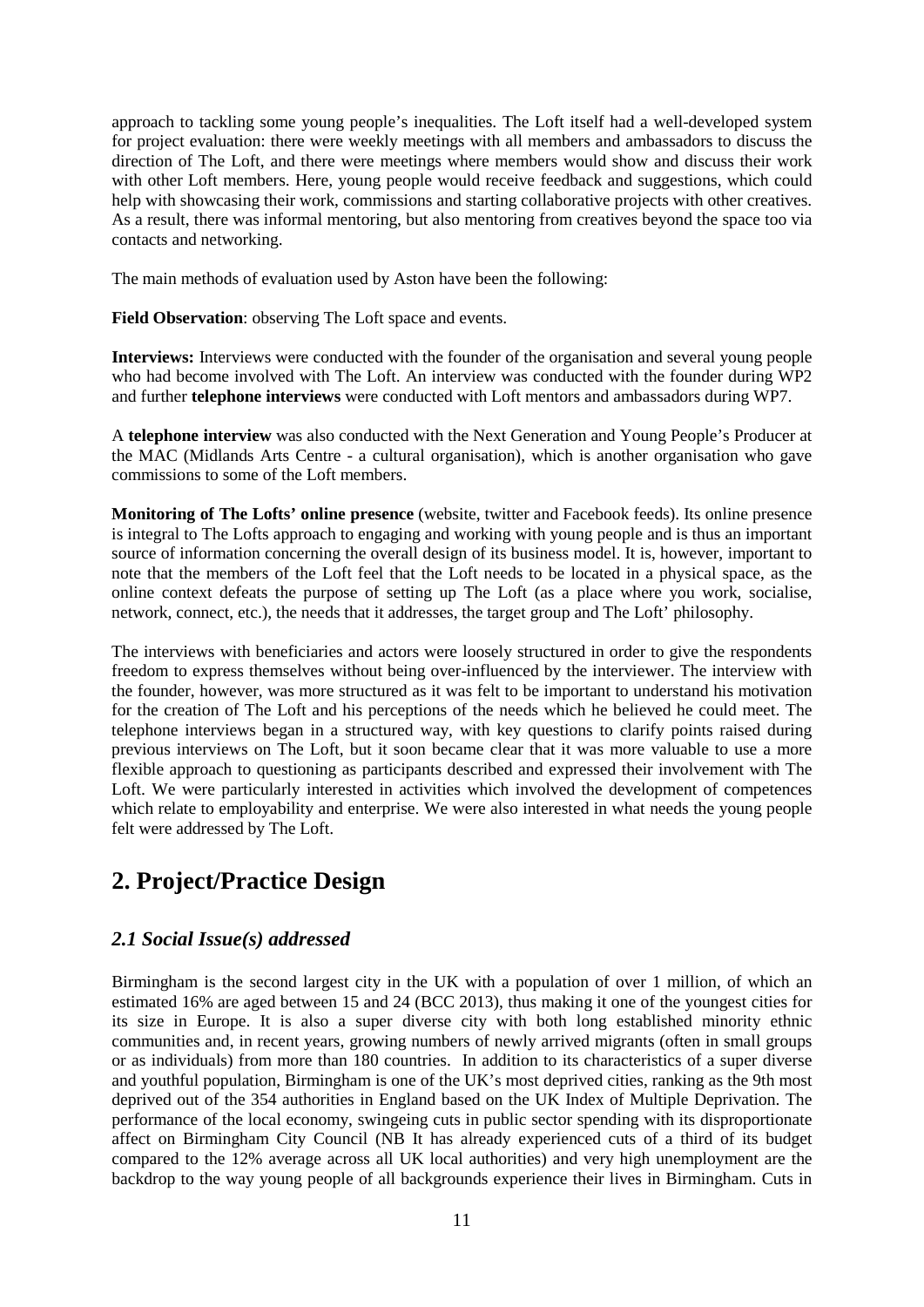approach to tackling some young people's inequalities. The Loft itself had a well-developed system for project evaluation: there were weekly meetings with all members and ambassadors to discuss the direction of The Loft, and there were meetings where members would show and discuss their work with other Loft members. Here, young people would receive feedback and suggestions, which could help with showcasing their work, commissions and starting collaborative projects with other creatives. As a result, there was informal mentoring, but also mentoring from creatives beyond the space too via contacts and networking.

The main methods of evaluation used by Aston have been the following:

**Field Observation**: observing The Loft space and events.

**Interviews:** Interviews were conducted with the founder of the organisation and several young people who had become involved with The Loft. An interview was conducted with the founder during WP2 and further **telephone interviews** were conducted with Loft mentors and ambassadors during WP7.

A **telephone interview** was also conducted with the Next Generation and Young People's Producer at the MAC (Midlands Arts Centre - a cultural organisation), which is another organisation who gave commissions to some of the Loft members.

**Monitoring of The Lofts' online presence** (website, twitter and Facebook feeds). Its online presence is integral to The Lofts approach to engaging and working with young people and is thus an important source of information concerning the overall design of its business model. It is, however, important to note that the members of the Loft feel that the Loft needs to be located in a physical space, as the online context defeats the purpose of setting up The Loft (as a place where you work, socialise, network, connect, etc.), the needs that it addresses, the target group and The Loft' philosophy.

The interviews with beneficiaries and actors were loosely structured in order to give the respondents freedom to express themselves without being over-influenced by the interviewer. The interview with the founder, however, was more structured as it was felt to be important to understand his motivation for the creation of The Loft and his perceptions of the needs which he believed he could meet. The telephone interviews began in a structured way, with key questions to clarify points raised during previous interviews on The Loft, but it soon became clear that it was more valuable to use a more flexible approach to questioning as participants described and expressed their involvement with The Loft. We were particularly interested in activities which involved the development of competences which relate to employability and enterprise. We were also interested in what needs the young people felt were addressed by The Loft.

## 2. Project/Practice Design

### *2.1 Social Issue(s) addressed*

Birmingham is the second largest city in the UK with a population of over 1 million, of which an estimated 16% are aged between 15 and 24 (BCC 2013), thus making it one of the youngest cities for its size in Europe. It is also a super diverse city with both long established minority ethnic communities and, in recent years, growing numbers of newly arrived migrants (often in small groups or as individuals) from more than 180 countries. In addition to its characteristics of a super diverse and youthful population, Birmingham is one of the UK's most deprived cities, ranking as the 9th most deprived out of the 354 authorities in England based on the UK Index of Multiple Deprivation. The performance of the local economy, swingeing cuts in public sector spending with its disproportionate affect on Birmingham City Council (NB It has already experienced cuts of a third of its budget compared to the 12% average across all UK local authorities) and very high unemployment are the backdrop to the way young people of all backgrounds experience their lives in Birmingham. Cuts in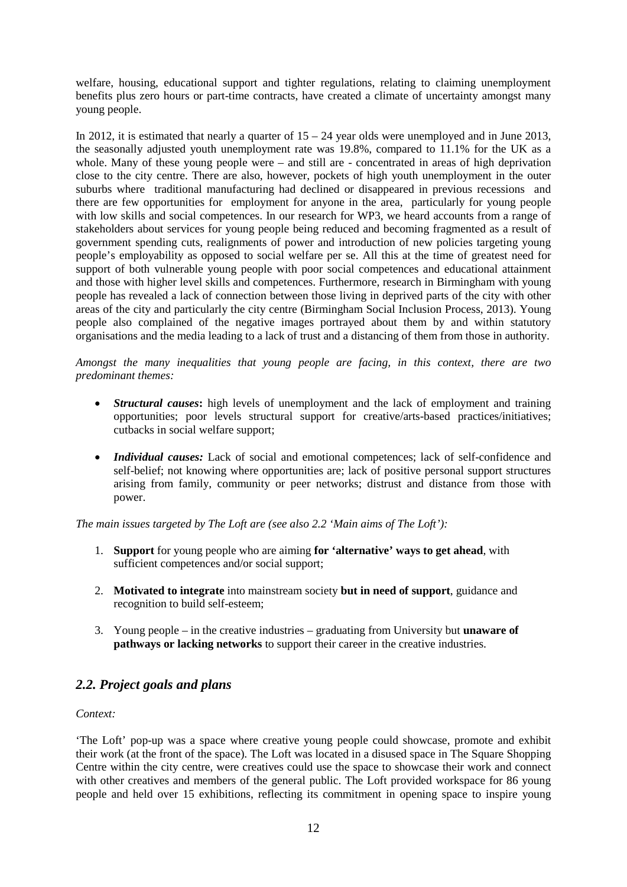welfare, housing, educational support and tighter regulations, relating to claiming unemployment benefits plus zero hours or part-time contracts, have created a climate of uncertainty amongst many young people.

In 2012, it is estimated that nearly a quarter of 15 – 24 year olds were unemployed and in June 2013, the seasonally adjusted youth unemployment rate was 19.8%, compared to 11.1% for the UK as a whole. Many of these young people were – and still are - concentrated in areas of high deprivation close to the city centre. There are also, however, pockets of high youth unemployment in the outer suburbs where traditional manufacturing had declined or disappeared in previous recessions and there are few opportunities for employment for anyone in the area, particularly for young people with low skills and social competences. In our research for WP3, we heard accounts from a range of stakeholders about services for young people being reduced and becoming fragmented as a result of government spending cuts, realignments of power and introduction of new policies targeting young people's employability as opposed to social welfare per se. All this at the time of greatest need for support of both vulnerable young people with poor social competences and educational attainment and those with higher level skills and competences. Furthermore, research in Birmingham with young people has revealed a lack of connection between those living in deprived parts of the city with other areas of the city and particularly the city centre (Birmingham Social Inclusion Process, 2013). Young people also complained of the negative images portrayed about them by and within statutory organisations and the media leading to a lack of trust and a distancing of them from those in authority.

*Amongst the many inequalities that young people are facing, in this context, there are two predominant themes:*

- ***Structural causes*****:** high levels of unemployment and the lack of employment and training opportunities; poor levels structural support for creative/arts-based practices/initiatives; cutbacks in social welfare support;
- ***Individual causes:*** Lack of social and emotional competences; lack of self-confidence and self-belief; not knowing where opportunities are; lack of positive personal support structures arising from family, community or peer networks; distrust and distance from those with power.

*The main issues targeted by The Loft are (see also 2.2 'Main aims of The Loft'):*

1. **Support** for young people who are aiming **for 'alternative' ways to get ahead**, with sufficient competences and/or social support;
2. **Motivated to integrate** into mainstream society **but in need of support**, guidance and recognition to build self-esteem;
3. Young people – in the creative industries – graduating from University but **unaware of pathways or lacking networks** to support their career in the creative industries.

## *2.2. Project goals and plans*

*Context:*

'The Loft' pop-up was a space where creative young people could showcase, promote and exhibit their work (at the front of the space). The Loft was located in a disused space in The Square Shopping Centre within the city centre, were creatives could use the space to showcase their work and connect with other creatives and members of the general public. The Loft provided workspace for 86 young people and held over 15 exhibitions, reflecting its commitment in opening space to inspire young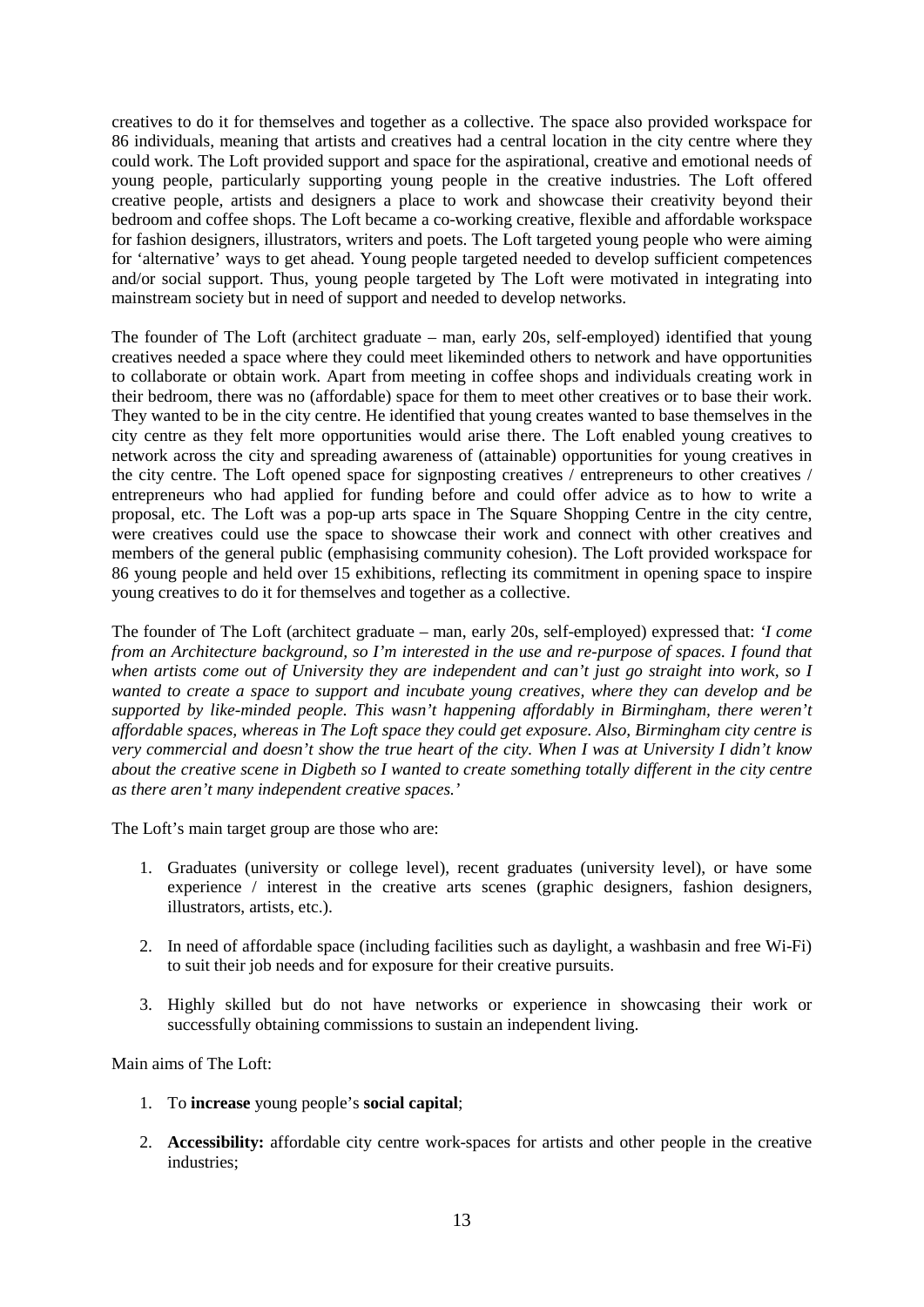creatives to do it for themselves and together as a collective. The space also provided workspace for 86 individuals, meaning that artists and creatives had a central location in the city centre where they could work. The Loft provided support and space for the aspirational, creative and emotional needs of young people, particularly supporting young people in the creative industries. The Loft offered creative people, artists and designers a place to work and showcase their creativity beyond their bedroom and coffee shops. The Loft became a co-working creative, flexible and affordable workspace for fashion designers, illustrators, writers and poets. The Loft targeted young people who were aiming for 'alternative' ways to get ahead. Young people targeted needed to develop sufficient competences and/or social support. Thus, young people targeted by The Loft were motivated in integrating into mainstream society but in need of support and needed to develop networks.

The founder of The Loft (architect graduate – man, early 20s, self-employed) identified that young creatives needed a space where they could meet likeminded others to network and have opportunities to collaborate or obtain work. Apart from meeting in coffee shops and individuals creating work in their bedroom, there was no (affordable) space for them to meet other creatives or to base their work. They wanted to be in the city centre. He identified that young creates wanted to base themselves in the city centre as they felt more opportunities would arise there. The Loft enabled young creatives to network across the city and spreading awareness of (attainable) opportunities for young creatives in the city centre. The Loft opened space for signposting creatives / entrepreneurs to other creatives / entrepreneurs who had applied for funding before and could offer advice as to how to write a proposal, etc. The Loft was a pop-up arts space in The Square Shopping Centre in the city centre, were creatives could use the space to showcase their work and connect with other creatives and members of the general public (emphasising community cohesion). The Loft provided workspace for 86 young people and held over 15 exhibitions, reflecting its commitment in opening space to inspire young creatives to do it for themselves and together as a collective.

The founder of The Loft (architect graduate – man, early 20s, self-employed) expressed that: *'I come from an Architecture background, so I'm interested in the use and re-purpose of spaces. I found that when artists come out of University they are independent and can't just go straight into work, so I wanted to create a space to support and incubate young creatives, where they can develop and be supported by like-minded people. This wasn't happening affordably in Birmingham, there weren't affordable spaces, whereas in The Loft space they could get exposure. Also, Birmingham city centre is very commercial and doesn't show the true heart of the city. When I was at University I didn't know about the creative scene in Digbeth so I wanted to create something totally different in the city centre as there aren't many independent creative spaces.'*

The Loft's main target group are those who are:

1. Graduates (university or college level), recent graduates (university level), or have some experience / interest in the creative arts scenes (graphic designers, fashion designers, illustrators, artists, etc.).
2. In need of affordable space (including facilities such as daylight, a washbasin and free Wi-Fi) to suit their job needs and for exposure for their creative pursuits.
3. Highly skilled but do not have networks or experience in showcasing their work or successfully obtaining commissions to sustain an independent living.

Main aims of The Loft:

1. To **increase** young people's **social capital**;
2. **Accessibility:** affordable city centre work-spaces for artists and other people in the creative industries;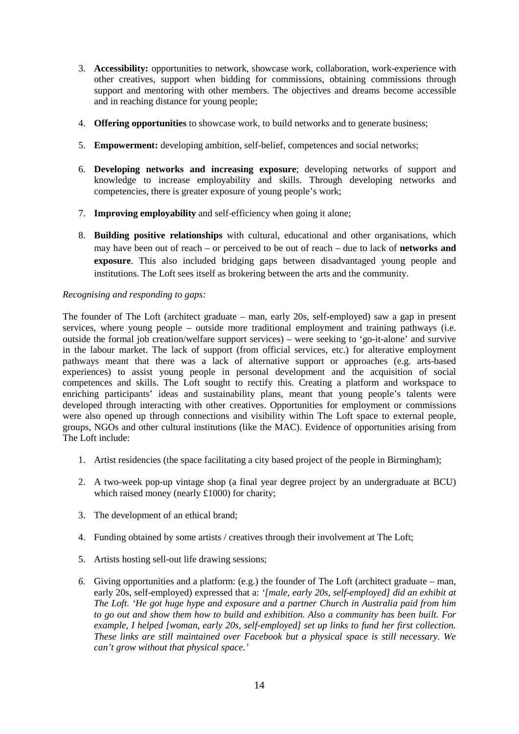3. **Accessibility:** opportunities to network, showcase work, collaboration, work-experience with other creatives, support when bidding for commissions, obtaining commissions through support and mentoring with other members. The objectives and dreams become accessible and in reaching distance for young people;

4. **Offering opportunities** to showcase work, to build networks and to generate business;

5. **Empowerment:** developing ambition, self-belief, competences and social networks;

6. **Developing networks and increasing exposure**; developing networks of support and knowledge to increase employability and skills. Through developing networks and competencies, there is greater exposure of young people's work;

7. **Improving employability** and self-efficiency when going it alone;

8. **Building positive relationships** with cultural, educational and other organisations, which may have been out of reach – or perceived to be out of reach – due to lack of **networks and exposure**. This also included bridging gaps between disadvantaged young people and institutions. The Loft sees itself as brokering between the arts and the community.

*Recognising and responding to gaps:*

The founder of The Loft (architect graduate – man, early 20s, self-employed) saw a gap in present services, where young people – outside more traditional employment and training pathways (i.e. outside the formal job creation/welfare support services) – were seeking to 'go-it-alone' and survive in the labour market. The lack of support (from official services, etc.) for alterative employment pathways meant that there was a lack of alternative support or approaches (e.g. arts-based experiences) to assist young people in personal development and the acquisition of social competences and skills. The Loft sought to rectify this. Creating a platform and workspace to enriching participants' ideas and sustainability plans, meant that young people's talents were developed through interacting with other creatives. Opportunities for employment or commissions were also opened up through connections and visibility within The Loft space to external people, groups, NGOs and other cultural institutions (like the MAC). Evidence of opportunities arising from The Loft include:

1. Artist residencies (the space facilitating a city based project of the people in Birmingham);

2. A two-week pop-up vintage shop (a final year degree project by an undergraduate at BCU) which raised money (nearly £1000) for charity;

3. The development of an ethical brand;

4. Funding obtained by some artists / creatives through their involvement at The Loft;

5. Artists hosting sell-out life drawing sessions;

6. Giving opportunities and a platform: (e.g.) the founder of The Loft (architect graduate – man, early 20s, self-employed) expressed that a: *'[male, early 20s, self-employed] did an exhibit at The Loft. 'He got huge hype and exposure and a partner Church in Australia paid from him to go out and show them how to build and exhibition. Also a community has been built. For example, I helped [woman, early 20s, self-employed] set up links to fund her first collection. These links are still maintained over Facebook but a physical space is still necessary. We can't grow without that physical space.'*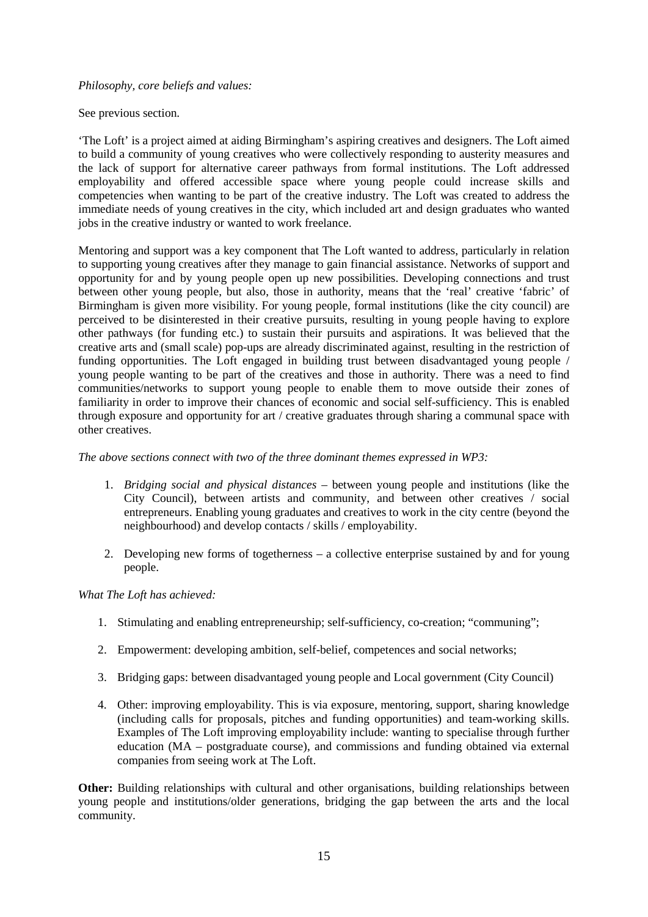*Philosophy, core beliefs and values:*

See previous section.

'The Loft' is a project aimed at aiding Birmingham's aspiring creatives and designers. The Loft aimed to build a community of young creatives who were collectively responding to austerity measures and the lack of support for alternative career pathways from formal institutions. The Loft addressed employability and offered accessible space where young people could increase skills and competencies when wanting to be part of the creative industry. The Loft was created to address the immediate needs of young creatives in the city, which included art and design graduates who wanted jobs in the creative industry or wanted to work freelance.

Mentoring and support was a key component that The Loft wanted to address, particularly in relation to supporting young creatives after they manage to gain financial assistance. Networks of support and opportunity for and by young people open up new possibilities. Developing connections and trust between other young people, but also, those in authority, means that the 'real' creative 'fabric' of Birmingham is given more visibility. For young people, formal institutions (like the city council) are perceived to be disinterested in their creative pursuits, resulting in young people having to explore other pathways (for funding etc.) to sustain their pursuits and aspirations. It was believed that the creative arts and (small scale) pop-ups are already discriminated against, resulting in the restriction of funding opportunities. The Loft engaged in building trust between disadvantaged young people / young people wanting to be part of the creatives and those in authority. There was a need to find communities/networks to support young people to enable them to move outside their zones of familiarity in order to improve their chances of economic and social self-sufficiency. This is enabled through exposure and opportunity for art / creative graduates through sharing a communal space with other creatives.

*The above sections connect with two of the three dominant themes expressed in WP3:*

1. *Bridging social and physical distances* – between young people and institutions (like the City Council), between artists and community, and between other creatives / social entrepreneurs. Enabling young graduates and creatives to work in the city centre (beyond the neighbourhood) and develop contacts / skills / employability.

2. Developing new forms of togetherness – a collective enterprise sustained by and for young people.

*What The Loft has achieved:*

1. Stimulating and enabling entrepreneurship; self-sufficiency, co-creation; "communing";

2. Empowerment: developing ambition, self-belief, competences and social networks;

3. Bridging gaps: between disadvantaged young people and Local government (City Council)

4. Other: improving employability. This is via exposure, mentoring, support, sharing knowledge (including calls for proposals, pitches and funding opportunities) and team-working skills. Examples of The Loft improving employability include: wanting to specialise through further education (MA – postgraduate course), and commissions and funding obtained via external companies from seeing work at The Loft.

**Other:** Building relationships with cultural and other organisations, building relationships between young people and institutions/older generations, bridging the gap between the arts and the local community.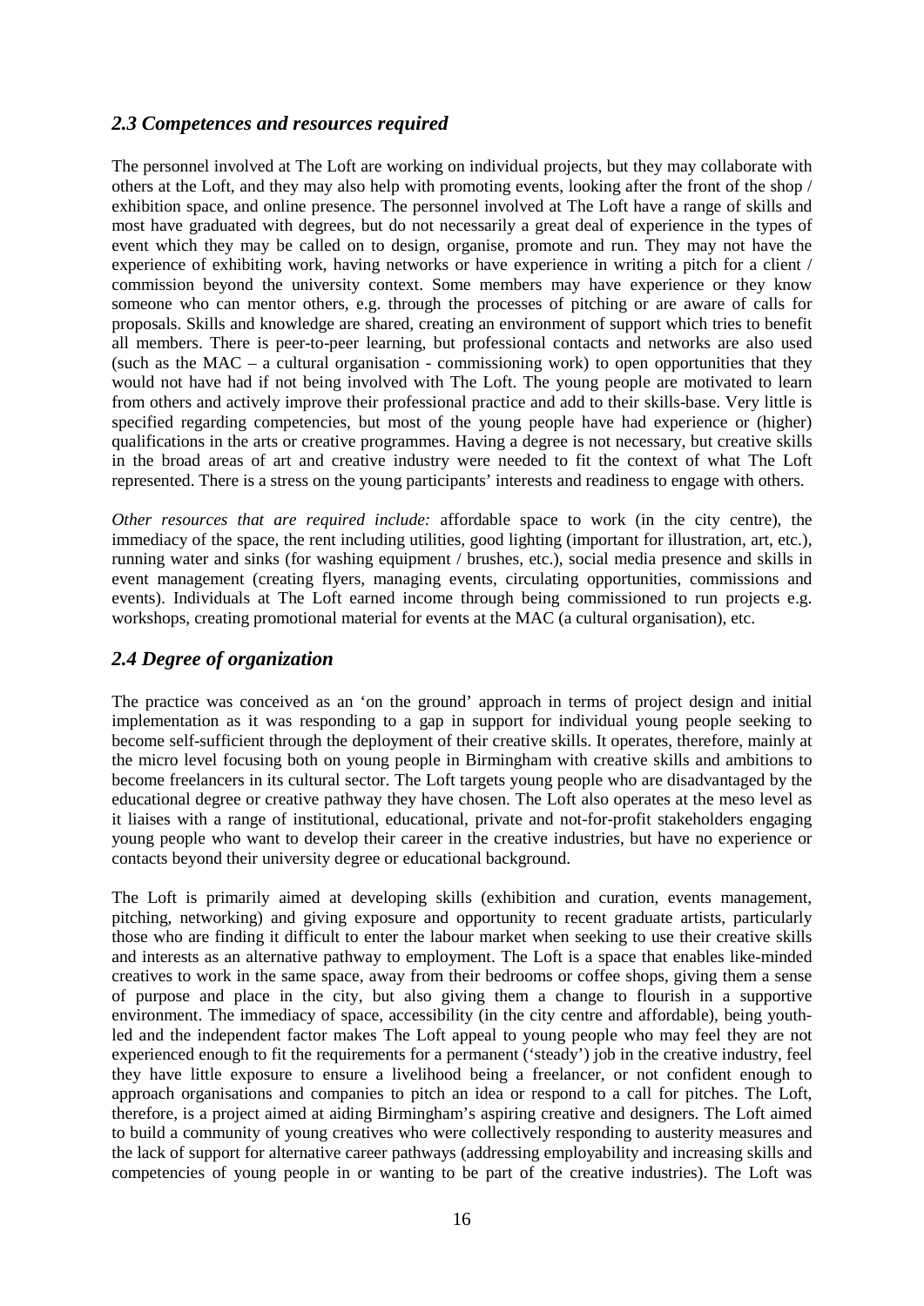## *2.3 Competences and resources required*

The personnel involved at The Loft are working on individual projects, but they may collaborate with others at the Loft, and they may also help with promoting events, looking after the front of the shop / exhibition space, and online presence. The personnel involved at The Loft have a range of skills and most have graduated with degrees, but do not necessarily a great deal of experience in the types of event which they may be called on to design, organise, promote and run. They may not have the experience of exhibiting work, having networks or have experience in writing a pitch for a client / commission beyond the university context. Some members may have experience or they know someone who can mentor others, e.g. through the processes of pitching or are aware of calls for proposals. Skills and knowledge are shared, creating an environment of support which tries to benefit all members. There is peer-to-peer learning, but professional contacts and networks are also used (such as the MAC – a cultural organisation - commissioning work) to open opportunities that they would not have had if not being involved with The Loft. The young people are motivated to learn from others and actively improve their professional practice and add to their skills-base. Very little is specified regarding competencies, but most of the young people have had experience or (higher) qualifications in the arts or creative programmes. Having a degree is not necessary, but creative skills in the broad areas of art and creative industry were needed to fit the context of what The Loft represented. There is a stress on the young participants' interests and readiness to engage with others.

*Other resources that are required include:* affordable space to work (in the city centre), the immediacy of the space, the rent including utilities, good lighting (important for illustration, art, etc.), running water and sinks (for washing equipment / brushes, etc.), social media presence and skills in event management (creating flyers, managing events, circulating opportunities, commissions and events). Individuals at The Loft earned income through being commissioned to run projects e.g. workshops, creating promotional material for events at the MAC (a cultural organisation), etc.

## *2.4 Degree of organization*

The practice was conceived as an 'on the ground' approach in terms of project design and initial implementation as it was responding to a gap in support for individual young people seeking to become self-sufficient through the deployment of their creative skills. It operates, therefore, mainly at the micro level focusing both on young people in Birmingham with creative skills and ambitions to become freelancers in its cultural sector. The Loft targets young people who are disadvantaged by the educational degree or creative pathway they have chosen. The Loft also operates at the meso level as it liaises with a range of institutional, educational, private and not-for-profit stakeholders engaging young people who want to develop their career in the creative industries, but have no experience or contacts beyond their university degree or educational background.

The Loft is primarily aimed at developing skills (exhibition and curation, events management, pitching, networking) and giving exposure and opportunity to recent graduate artists, particularly those who are finding it difficult to enter the labour market when seeking to use their creative skills and interests as an alternative pathway to employment. The Loft is a space that enables like-minded creatives to work in the same space, away from their bedrooms or coffee shops, giving them a sense of purpose and place in the city, but also giving them a change to flourish in a supportive environment. The immediacy of space, accessibility (in the city centre and affordable), being youth-led and the independent factor makes The Loft appeal to young people who may feel they are not experienced enough to fit the requirements for a permanent ('steady') job in the creative industry, feel they have little exposure to ensure a livelihood being a freelancer, or not confident enough to approach organisations and companies to pitch an idea or respond to a call for pitches. The Loft, therefore, is a project aimed at aiding Birmingham's aspiring creative and designers. The Loft aimed to build a community of young creatives who were collectively responding to austerity measures and the lack of support for alternative career pathways (addressing employability and increasing skills and competencies of young people in or wanting to be part of the creative industries). The Loft was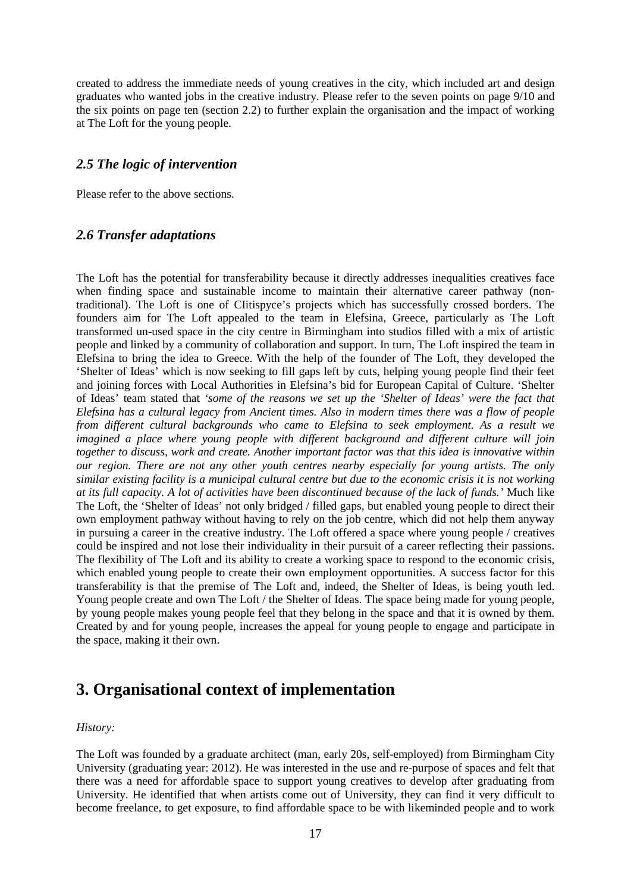created to address the immediate needs of young creatives in the city, which included art and design graduates who wanted jobs in the creative industry. Please refer to the seven points on page 9/10 and the six points on page ten (section 2.2) to further explain the organisation and the impact of working at The Loft for the young people.

### *2.5 The logic of intervention*

Please refer to the above sections.

### *2.6 Transfer adaptations*

The Loft has the potential for transferability because it directly addresses inequalities creatives face when finding space and sustainable income to maintain their alternative career pathway (non-traditional). The Loft is one of CIitispyce's projects which has successfully crossed borders. The founders aim for The Loft appealed to the team in Elefsina, Greece, particularly as The Loft transformed un-used space in the city centre in Birmingham into studios filled with a mix of artistic people and linked by a community of collaboration and support. In turn, The Loft inspired the team in Elefsina to bring the idea to Greece. With the help of the founder of The Loft, they developed the 'Shelter of Ideas' which is now seeking to fill gaps left by cuts, helping young people find their feet and joining forces with Local Authorities in Elefsina's bid for European Capital of Culture. 'Shelter of Ideas' team stated that *'some of the reasons we set up the 'Shelter of Ideas' were the fact that Elefsina has a cultural legacy from Ancient times. Also in modern times there was a flow of people from different cultural backgrounds who came to Elefsina to seek employment. As a result we imagined a place where young people with different background and different culture will join together to discuss, work and create. Another important factor was that this idea is innovative within our region. There are not any other youth centres nearby especially for young artists. The only similar existing facility is a municipal cultural centre but due to the economic crisis it is not working at its full capacity. A lot of activities have been discontinued because of the lack of funds.'* Much like The Loft, the 'Shelter of Ideas' not only bridged / filled gaps, but enabled young people to direct their own employment pathway without having to rely on the job centre, which did not help them anyway in pursuing a career in the creative industry. The Loft offered a space where young people / creatives could be inspired and not lose their individuality in their pursuit of a career reflecting their passions. The flexibility of The Loft and its ability to create a working space to respond to the economic crisis, which enabled young people to create their own employment opportunities. A success factor for this transferability is that the premise of The Loft and, indeed, the Shelter of Ideas, is being youth led. Young people create and own The Loft / the Shelter of Ideas. The space being made for young people, by young people makes young people feel that they belong in the space and that it is owned by them. Created by and for young people, increases the appeal for young people to engage and participate in the space, making it their own.

## 3. Organisational context of implementation

*History:*

The Loft was founded by a graduate architect (man, early 20s, self-employed) from Birmingham City University (graduating year: 2012). He was interested in the use and re-purpose of spaces and felt that there was a need for affordable space to support young creatives to develop after graduating from University. He identified that when artists come out of University, they can find it very difficult to become freelance, to get exposure, to find affordable space to be with likeminded people and to work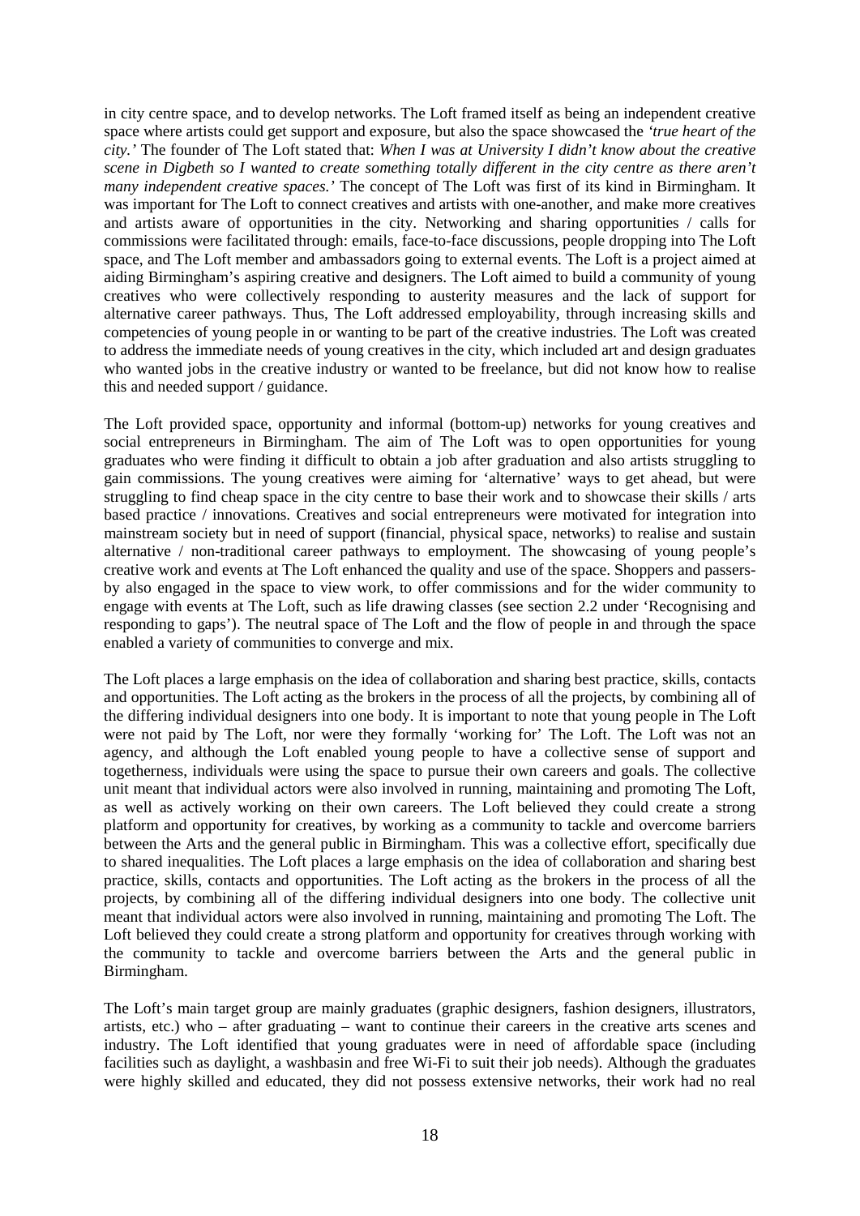in city centre space, and to develop networks. The Loft framed itself as being an independent creative space where artists could get support and exposure, but also the space showcased the *'true heart of the city.'* The founder of The Loft stated that: *When I was at University I didn't know about the creative scene in Digbeth so I wanted to create something totally different in the city centre as there aren't many independent creative spaces.'* The concept of The Loft was first of its kind in Birmingham. It was important for The Loft to connect creatives and artists with one-another, and make more creatives and artists aware of opportunities in the city. Networking and sharing opportunities / calls for commissions were facilitated through: emails, face-to-face discussions, people dropping into The Loft space, and The Loft member and ambassadors going to external events. The Loft is a project aimed at aiding Birmingham's aspiring creative and designers. The Loft aimed to build a community of young creatives who were collectively responding to austerity measures and the lack of support for alternative career pathways. Thus, The Loft addressed employability, through increasing skills and competencies of young people in or wanting to be part of the creative industries. The Loft was created to address the immediate needs of young creatives in the city, which included art and design graduates who wanted jobs in the creative industry or wanted to be freelance, but did not know how to realise this and needed support / guidance.

The Loft provided space, opportunity and informal (bottom-up) networks for young creatives and social entrepreneurs in Birmingham. The aim of The Loft was to open opportunities for young graduates who were finding it difficult to obtain a job after graduation and also artists struggling to gain commissions. The young creatives were aiming for 'alternative' ways to get ahead, but were struggling to find cheap space in the city centre to base their work and to showcase their skills / arts based practice / innovations. Creatives and social entrepreneurs were motivated for integration into mainstream society but in need of support (financial, physical space, networks) to realise and sustain alternative / non-traditional career pathways to employment. The showcasing of young people's creative work and events at The Loft enhanced the quality and use of the space. Shoppers and passers-by also engaged in the space to view work, to offer commissions and for the wider community to engage with events at The Loft, such as life drawing classes (see section 2.2 under 'Recognising and responding to gaps'). The neutral space of The Loft and the flow of people in and through the space enabled a variety of communities to converge and mix.

The Loft places a large emphasis on the idea of collaboration and sharing best practice, skills, contacts and opportunities. The Loft acting as the brokers in the process of all the projects, by combining all of the differing individual designers into one body. It is important to note that young people in The Loft were not paid by The Loft, nor were they formally 'working for' The Loft. The Loft was not an agency, and although the Loft enabled young people to have a collective sense of support and togetherness, individuals were using the space to pursue their own careers and goals. The collective unit meant that individual actors were also involved in running, maintaining and promoting The Loft, as well as actively working on their own careers. The Loft believed they could create a strong platform and opportunity for creatives, by working as a community to tackle and overcome barriers between the Arts and the general public in Birmingham. This was a collective effort, specifically due to shared inequalities. The Loft places a large emphasis on the idea of collaboration and sharing best practice, skills, contacts and opportunities. The Loft acting as the brokers in the process of all the projects, by combining all of the differing individual designers into one body. The collective unit meant that individual actors were also involved in running, maintaining and promoting The Loft. The Loft believed they could create a strong platform and opportunity for creatives through working with the community to tackle and overcome barriers between the Arts and the general public in Birmingham.

The Loft's main target group are mainly graduates (graphic designers, fashion designers, illustrators, artists, etc.) who – after graduating – want to continue their careers in the creative arts scenes and industry. The Loft identified that young graduates were in need of affordable space (including facilities such as daylight, a washbasin and free Wi-Fi to suit their job needs). Although the graduates were highly skilled and educated, they did not possess extensive networks, their work had no real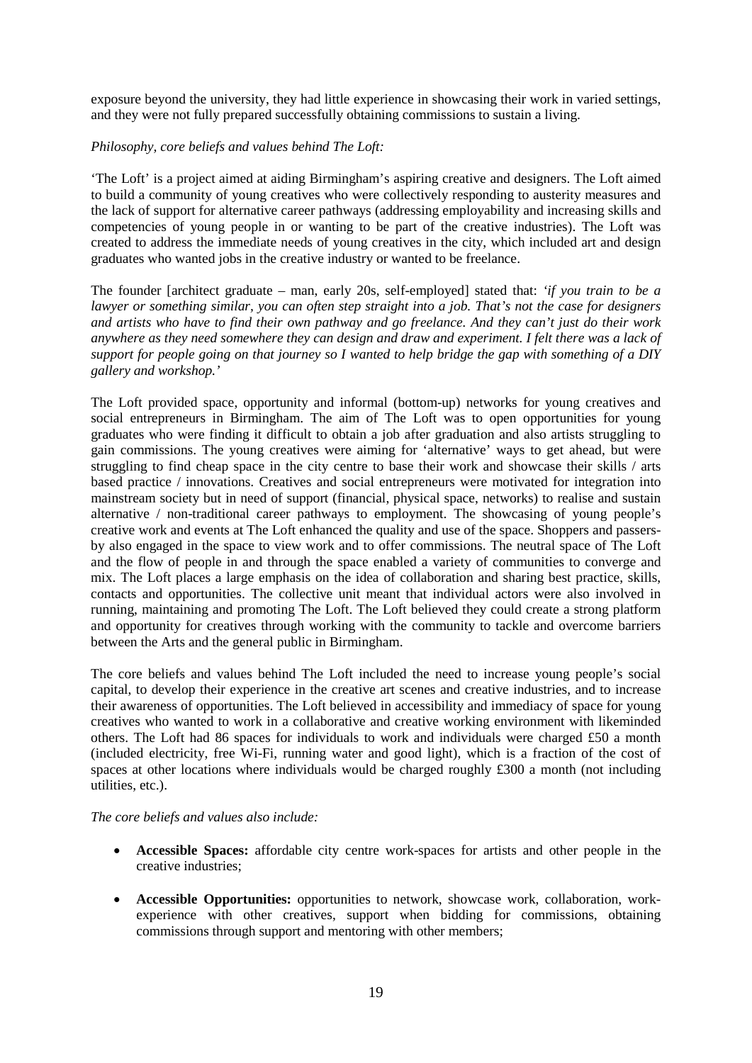exposure beyond the university, they had little experience in showcasing their work in varied settings, and they were not fully prepared successfully obtaining commissions to sustain a living.

*Philosophy, core beliefs and values behind The Loft:*

'The Loft' is a project aimed at aiding Birmingham's aspiring creative and designers. The Loft aimed to build a community of young creatives who were collectively responding to austerity measures and the lack of support for alternative career pathways (addressing employability and increasing skills and competencies of young people in or wanting to be part of the creative industries). The Loft was created to address the immediate needs of young creatives in the city, which included art and design graduates who wanted jobs in the creative industry or wanted to be freelance.

The founder [architect graduate – man, early 20s, self-employed] stated that: *'if you train to be a lawyer or something similar, you can often step straight into a job. That's not the case for designers and artists who have to find their own pathway and go freelance. And they can't just do their work anywhere as they need somewhere they can design and draw and experiment. I felt there was a lack of support for people going on that journey so I wanted to help bridge the gap with something of a DIY gallery and workshop.'*

The Loft provided space, opportunity and informal (bottom-up) networks for young creatives and social entrepreneurs in Birmingham. The aim of The Loft was to open opportunities for young graduates who were finding it difficult to obtain a job after graduation and also artists struggling to gain commissions. The young creatives were aiming for 'alternative' ways to get ahead, but were struggling to find cheap space in the city centre to base their work and showcase their skills / arts based practice / innovations. Creatives and social entrepreneurs were motivated for integration into mainstream society but in need of support (financial, physical space, networks) to realise and sustain alternative / non-traditional career pathways to employment. The showcasing of young people's creative work and events at The Loft enhanced the quality and use of the space. Shoppers and passers-by also engaged in the space to view work and to offer commissions. The neutral space of The Loft and the flow of people in and through the space enabled a variety of communities to converge and mix. The Loft places a large emphasis on the idea of collaboration and sharing best practice, skills, contacts and opportunities. The collective unit meant that individual actors were also involved in running, maintaining and promoting The Loft. The Loft believed they could create a strong platform and opportunity for creatives through working with the community to tackle and overcome barriers between the Arts and the general public in Birmingham.

The core beliefs and values behind The Loft included the need to increase young people's social capital, to develop their experience in the creative art scenes and creative industries, and to increase their awareness of opportunities. The Loft believed in accessibility and immediacy of space for young creatives who wanted to work in a collaborative and creative working environment with likeminded others. The Loft had 86 spaces for individuals to work and individuals were charged £50 a month (included electricity, free Wi-Fi, running water and good light), which is a fraction of the cost of spaces at other locations where individuals would be charged roughly £300 a month (not including utilities, etc.).

*The core beliefs and values also include:*

- **Accessible Spaces:** affordable city centre work-spaces for artists and other people in the creative industries;

- **Accessible Opportunities:** opportunities to network, showcase work, collaboration, work-experience with other creatives, support when bidding for commissions, obtaining commissions through support and mentoring with other members;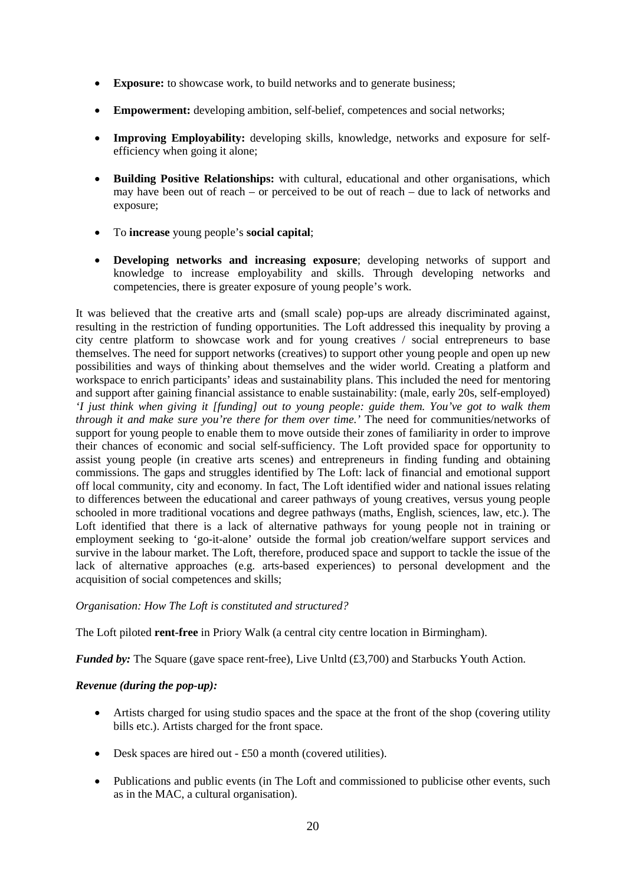- **Exposure:** to showcase work, to build networks and to generate business;
- **Empowerment:** developing ambition, self-belief, competences and social networks;
- **Improving Employability:** developing skills, knowledge, networks and exposure for self-efficiency when going it alone;
- **Building Positive Relationships:** with cultural, educational and other organisations, which may have been out of reach – or perceived to be out of reach – due to lack of networks and exposure;
- To **increase** young people's **social capital**;
- **Developing networks and increasing exposure**; developing networks of support and knowledge to increase employability and skills. Through developing networks and competencies, there is greater exposure of young people's work.

It was believed that the creative arts and (small scale) pop-ups are already discriminated against, resulting in the restriction of funding opportunities. The Loft addressed this inequality by proving a city centre platform to showcase work and for young creatives / social entrepreneurs to base themselves. The need for support networks (creatives) to support other young people and open up new possibilities and ways of thinking about themselves and the wider world. Creating a platform and workspace to enrich participants' ideas and sustainability plans. This included the need for mentoring and support after gaining financial assistance to enable sustainability: (male, early 20s, self-employed) *'I just think when giving it [funding] out to young people: guide them. You've got to walk them through it and make sure you're there for them over time.'* The need for communities/networks of support for young people to enable them to move outside their zones of familiarity in order to improve their chances of economic and social self-sufficiency. The Loft provided space for opportunity to assist young people (in creative arts scenes) and entrepreneurs in finding funding and obtaining commissions. The gaps and struggles identified by The Loft: lack of financial and emotional support off local community, city and economy. In fact, The Loft identified wider and national issues relating to differences between the educational and career pathways of young creatives, versus young people schooled in more traditional vocations and degree pathways (maths, English, sciences, law, etc.). The Loft identified that there is a lack of alternative pathways for young people not in training or employment seeking to 'go-it-alone' outside the formal job creation/welfare support services and survive in the labour market. The Loft, therefore, produced space and support to tackle the issue of the lack of alternative approaches (e.g. arts-based experiences) to personal development and the acquisition of social competences and skills;

*Organisation: How The Loft is constituted and structured?*

The Loft piloted **rent-free** in Priory Walk (a central city centre location in Birmingham).

***Funded by:*** The Square (gave space rent-free), Live Unltd (£3,700) and Starbucks Youth Action.

***Revenue (during the pop-up):***

- Artists charged for using studio spaces and the space at the front of the shop (covering utility bills etc.). Artists charged for the front space.
- Desk spaces are hired out - £50 a month (covered utilities).
- Publications and public events (in The Loft and commissioned to publicise other events, such as in the MAC, a cultural organisation).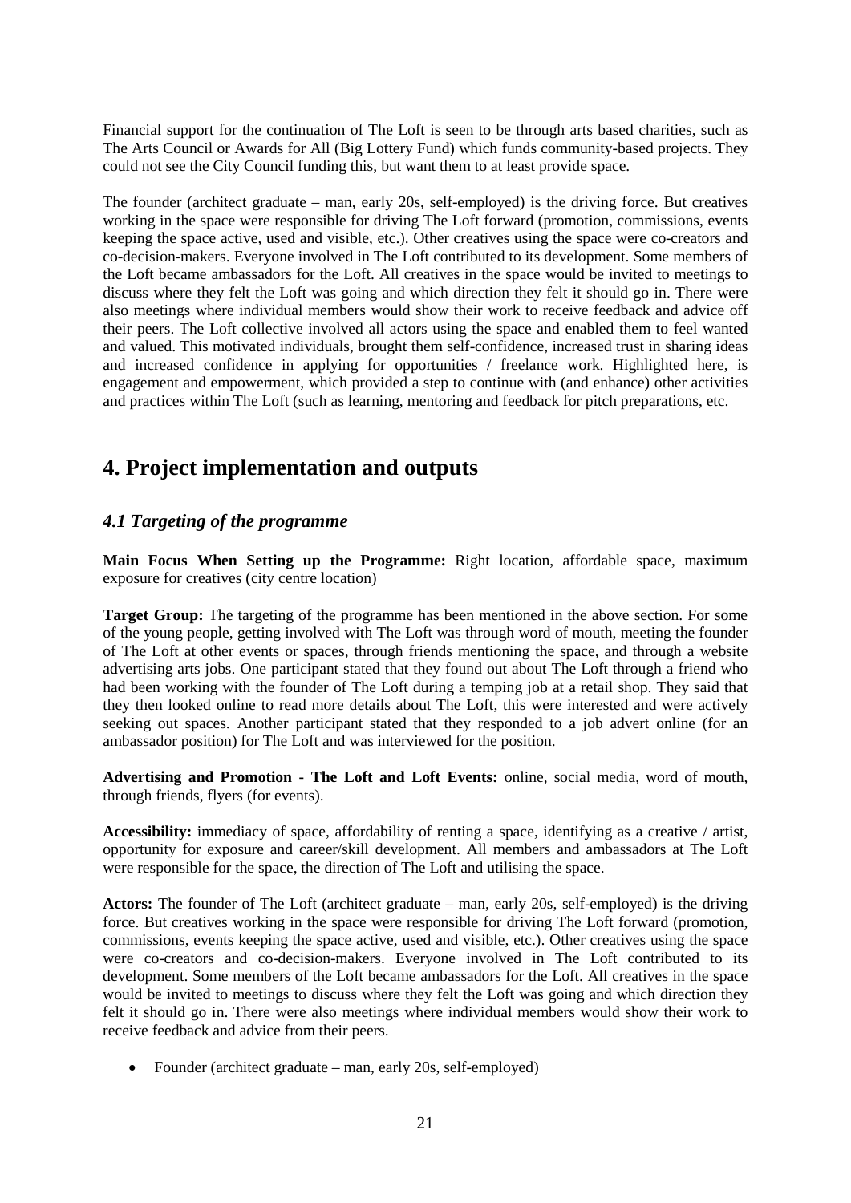Financial support for the continuation of The Loft is seen to be through arts based charities, such as The Arts Council or Awards for All (Big Lottery Fund) which funds community-based projects. They could not see the City Council funding this, but want them to at least provide space.

The founder (architect graduate – man, early 20s, self-employed) is the driving force. But creatives working in the space were responsible for driving The Loft forward (promotion, commissions, events keeping the space active, used and visible, etc.). Other creatives using the space were co-creators and co-decision-makers. Everyone involved in The Loft contributed to its development. Some members of the Loft became ambassadors for the Loft. All creatives in the space would be invited to meetings to discuss where they felt the Loft was going and which direction they felt it should go in. There were also meetings where individual members would show their work to receive feedback and advice off their peers. The Loft collective involved all actors using the space and enabled them to feel wanted and valued. This motivated individuals, brought them self-confidence, increased trust in sharing ideas and increased confidence in applying for opportunities / freelance work. Highlighted here, is engagement and empowerment, which provided a step to continue with (and enhance) other activities and practices within The Loft (such as learning, mentoring and feedback for pitch preparations, etc.

# 4. Project implementation and outputs

## *4.1 Targeting of the programme*

**Main Focus When Setting up the Programme:** Right location, affordable space, maximum exposure for creatives (city centre location)

**Target Group:** The targeting of the programme has been mentioned in the above section. For some of the young people, getting involved with The Loft was through word of mouth, meeting the founder of The Loft at other events or spaces, through friends mentioning the space, and through a website advertising arts jobs. One participant stated that they found out about The Loft through a friend who had been working with the founder of The Loft during a temping job at a retail shop. They said that they then looked online to read more details about The Loft, this were interested and were actively seeking out spaces. Another participant stated that they responded to a job advert online (for an ambassador position) for The Loft and was interviewed for the position.

**Advertising and Promotion - The Loft and Loft Events:** online, social media, word of mouth, through friends, flyers (for events).

**Accessibility:** immediacy of space, affordability of renting a space, identifying as a creative / artist, opportunity for exposure and career/skill development. All members and ambassadors at The Loft were responsible for the space, the direction of The Loft and utilising the space.

**Actors:** The founder of The Loft (architect graduate – man, early 20s, self-employed) is the driving force. But creatives working in the space were responsible for driving The Loft forward (promotion, commissions, events keeping the space active, used and visible, etc.). Other creatives using the space were co-creators and co-decision-makers. Everyone involved in The Loft contributed to its development. Some members of the Loft became ambassadors for the Loft. All creatives in the space would be invited to meetings to discuss where they felt the Loft was going and which direction they felt it should go in. There were also meetings where individual members would show their work to receive feedback and advice from their peers.

- Founder (architect graduate – man, early 20s, self-employed)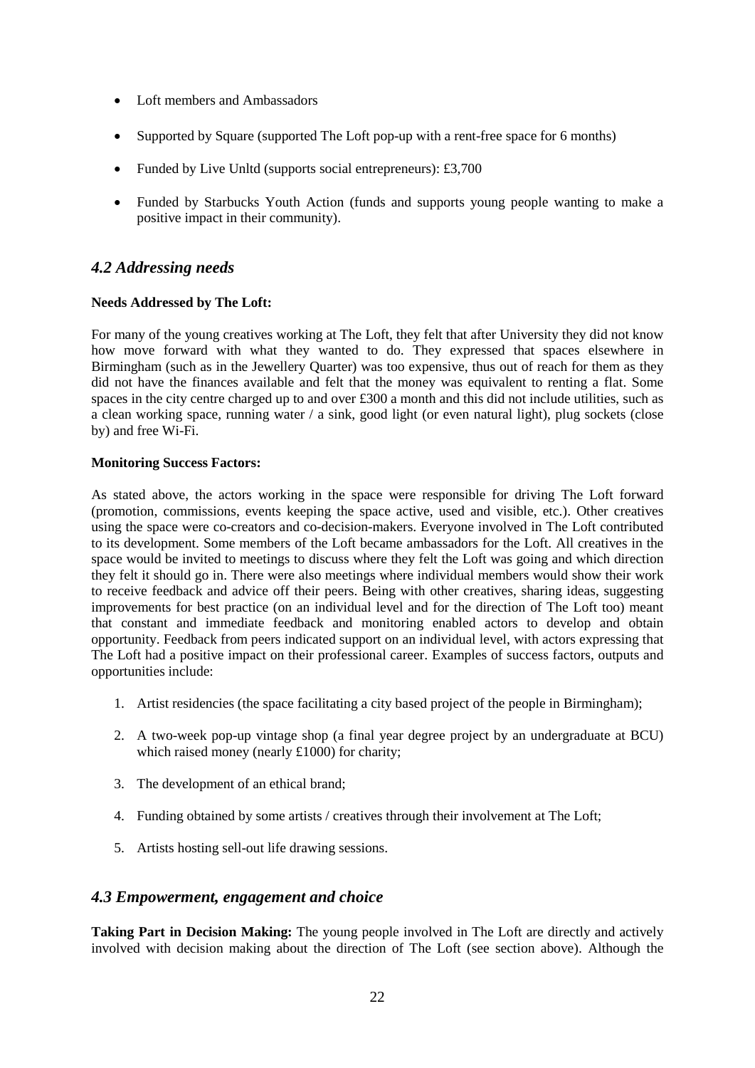- Loft members and Ambassadors
- Supported by Square (supported The Loft pop-up with a rent-free space for 6 months)
- Funded by Live Unltd (supports social entrepreneurs): £3,700
- Funded by Starbucks Youth Action (funds and supports young people wanting to make a positive impact in their community).

## *4.2 Addressing needs*

**Needs Addressed by The Loft:**

For many of the young creatives working at The Loft, they felt that after University they did not know how move forward with what they wanted to do. They expressed that spaces elsewhere in Birmingham (such as in the Jewellery Quarter) was too expensive, thus out of reach for them as they did not have the finances available and felt that the money was equivalent to renting a flat. Some spaces in the city centre charged up to and over £300 a month and this did not include utilities, such as a clean working space, running water / a sink, good light (or even natural light), plug sockets (close by) and free Wi-Fi.

**Monitoring Success Factors:**

As stated above, the actors working in the space were responsible for driving The Loft forward (promotion, commissions, events keeping the space active, used and visible, etc.). Other creatives using the space were co-creators and co-decision-makers. Everyone involved in The Loft contributed to its development. Some members of the Loft became ambassadors for the Loft. All creatives in the space would be invited to meetings to discuss where they felt the Loft was going and which direction they felt it should go in. There were also meetings where individual members would show their work to receive feedback and advice off their peers. Being with other creatives, sharing ideas, suggesting improvements for best practice (on an individual level and for the direction of The Loft too) meant that constant and immediate feedback and monitoring enabled actors to develop and obtain opportunity. Feedback from peers indicated support on an individual level, with actors expressing that The Loft had a positive impact on their professional career. Examples of success factors, outputs and opportunities include:

1. Artist residencies (the space facilitating a city based project of the people in Birmingham);
2. A two-week pop-up vintage shop (a final year degree project by an undergraduate at BCU) which raised money (nearly £1000) for charity;
3. The development of an ethical brand;
4. Funding obtained by some artists / creatives through their involvement at The Loft;
5. Artists hosting sell-out life drawing sessions.

## *4.3 Empowerment, engagement and choice*

**Taking Part in Decision Making:** The young people involved in The Loft are directly and actively involved with decision making about the direction of The Loft (see section above). Although the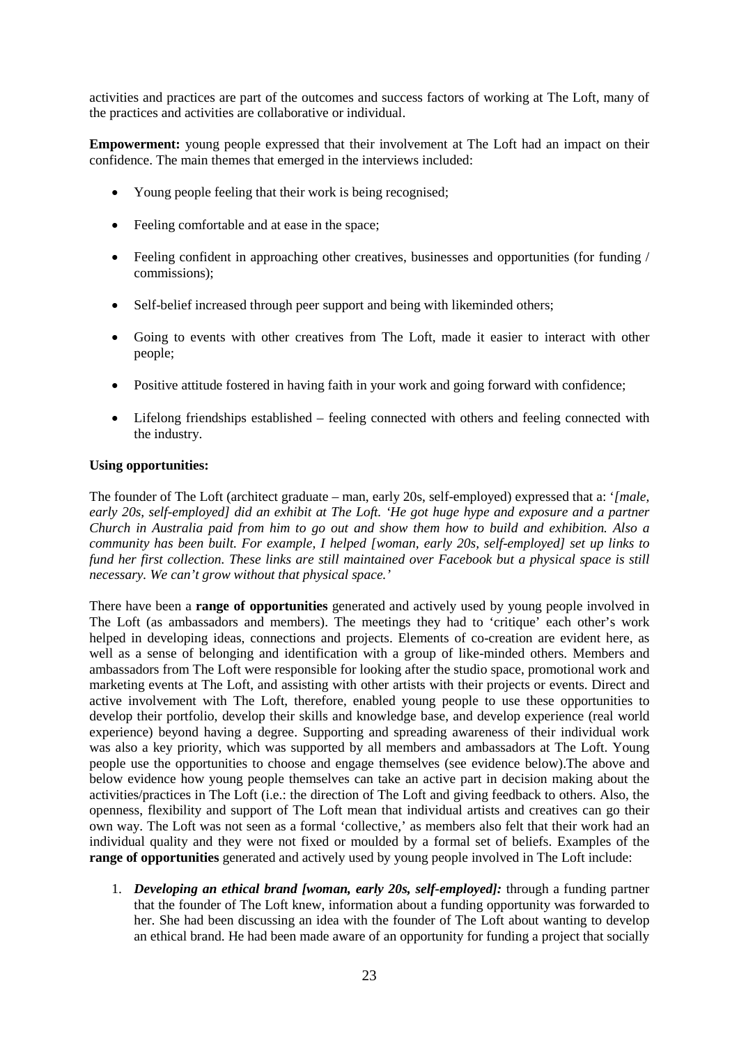activities and practices are part of the outcomes and success factors of working at The Loft, many of the practices and activities are collaborative or individual.

**Empowerment:** young people expressed that their involvement at The Loft had an impact on their confidence. The main themes that emerged in the interviews included:

- Young people feeling that their work is being recognised;
- Feeling comfortable and at ease in the space;
- Feeling confident in approaching other creatives, businesses and opportunities (for funding / commissions);
- Self-belief increased through peer support and being with likeminded others;
- Going to events with other creatives from The Loft, made it easier to interact with other people;
- Positive attitude fostered in having faith in your work and going forward with confidence;
- Lifelong friendships established – feeling connected with others and feeling connected with the industry.

**Using opportunities:**

The founder of The Loft (architect graduate – man, early 20s, self-employed) expressed that a: '*[male, early 20s, self-employed] did an exhibit at The Loft. 'He got huge hype and exposure and a partner Church in Australia paid from him to go out and show them how to build and exhibition. Also a community has been built. For example, I helped [woman, early 20s, self-employed] set up links to fund her first collection. These links are still maintained over Facebook but a physical space is still necessary. We can't grow without that physical space.'*

There have been a **range of opportunities** generated and actively used by young people involved in The Loft (as ambassadors and members). The meetings they had to 'critique' each other's work helped in developing ideas, connections and projects. Elements of co-creation are evident here, as well as a sense of belonging and identification with a group of like-minded others. Members and ambassadors from The Loft were responsible for looking after the studio space, promotional work and marketing events at The Loft, and assisting with other artists with their projects or events. Direct and active involvement with The Loft, therefore, enabled young people to use these opportunities to develop their portfolio, develop their skills and knowledge base, and develop experience (real world experience) beyond having a degree. Supporting and spreading awareness of their individual work was also a key priority, which was supported by all members and ambassadors at The Loft. Young people use the opportunities to choose and engage themselves (see evidence below).The above and below evidence how young people themselves can take an active part in decision making about the activities/practices in The Loft (i.e.: the direction of The Loft and giving feedback to others. Also, the openness, flexibility and support of The Loft mean that individual artists and creatives can go their own way. The Loft was not seen as a formal 'collective,' as members also felt that their work had an individual quality and they were not fixed or moulded by a formal set of beliefs. Examples of the **range of opportunities** generated and actively used by young people involved in The Loft include:

1. ***Developing an ethical brand [woman, early 20s, self-employed]:*** through a funding partner that the founder of The Loft knew, information about a funding opportunity was forwarded to her. She had been discussing an idea with the founder of The Loft about wanting to develop an ethical brand. He had been made aware of an opportunity for funding a project that socially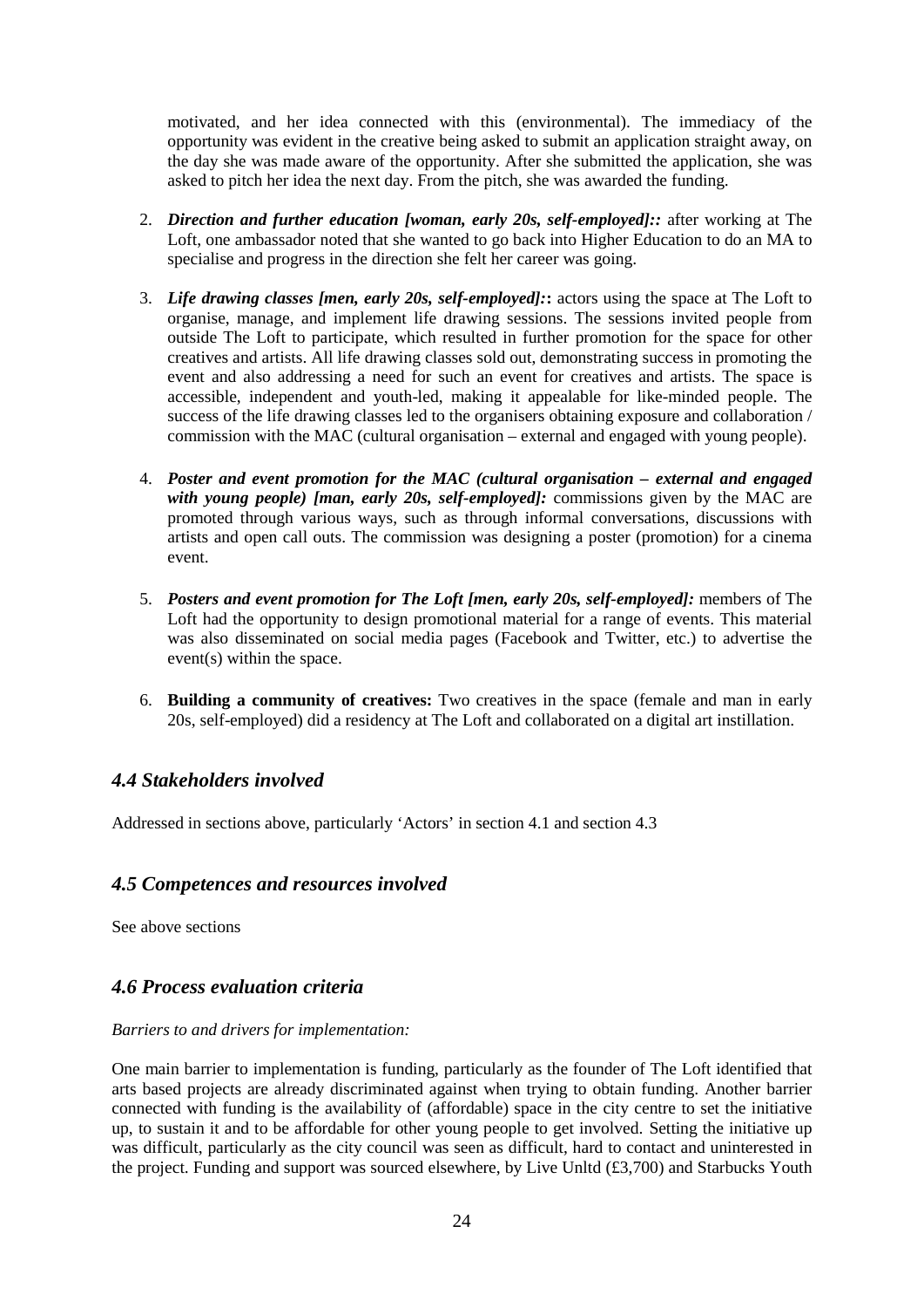motivated, and her idea connected with this (environmental). The immediacy of the opportunity was evident in the creative being asked to submit an application straight away, on the day she was made aware of the opportunity. After she submitted the application, she was asked to pitch her idea the next day. From the pitch, she was awarded the funding.

2. ***Direction and further education [woman, early 20s, self-employed]::*** after working at The Loft, one ambassador noted that she wanted to go back into Higher Education to do an MA to specialise and progress in the direction she felt her career was going.

3. ***Life drawing classes [men, early 20s, self-employed]:*****:** actors using the space at The Loft to organise, manage, and implement life drawing sessions. The sessions invited people from outside The Loft to participate, which resulted in further promotion for the space for other creatives and artists. All life drawing classes sold out, demonstrating success in promoting the event and also addressing a need for such an event for creatives and artists. The space is accessible, independent and youth-led, making it appealable for like-minded people. The success of the life drawing classes led to the organisers obtaining exposure and collaboration / commission with the MAC (cultural organisation – external and engaged with young people).

4. ***Poster and event promotion for the MAC (cultural organisation – external and engaged with young people) [man, early 20s, self-employed]:*** commissions given by the MAC are promoted through various ways, such as through informal conversations, discussions with artists and open call outs. The commission was designing a poster (promotion) for a cinema event.

5. ***Posters and event promotion for The Loft [men, early 20s, self-employed]:*** members of The Loft had the opportunity to design promotional material for a range of events. This material was also disseminated on social media pages (Facebook and Twitter, etc.) to advertise the event(s) within the space.

6. **Building a community of creatives:** Two creatives in the space (female and man in early 20s, self-employed) did a residency at The Loft and collaborated on a digital art instillation.

### *4.4 Stakeholders involved*

Addressed in sections above, particularly 'Actors' in section 4.1 and section 4.3

### *4.5 Competences and resources involved*

See above sections

### *4.6 Process evaluation criteria*

*Barriers to and drivers for implementation:*

One main barrier to implementation is funding, particularly as the founder of The Loft identified that arts based projects are already discriminated against when trying to obtain funding. Another barrier connected with funding is the availability of (affordable) space in the city centre to set the initiative up, to sustain it and to be affordable for other young people to get involved. Setting the initiative up was difficult, particularly as the city council was seen as difficult, hard to contact and uninterested in the project. Funding and support was sourced elsewhere, by Live Unltd (£3,700) and Starbucks Youth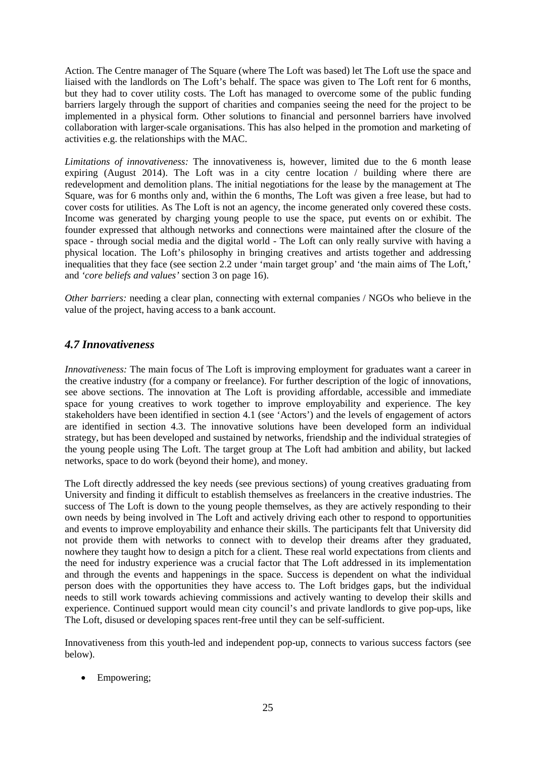Action. The Centre manager of The Square (where The Loft was based) let The Loft use the space and liaised with the landlords on The Loft's behalf. The space was given to The Loft rent for 6 months, but they had to cover utility costs. The Loft has managed to overcome some of the public funding barriers largely through the support of charities and companies seeing the need for the project to be implemented in a physical form. Other solutions to financial and personnel barriers have involved collaboration with larger-scale organisations. This has also helped in the promotion and marketing of activities e.g. the relationships with the MAC.

*Limitations of innovativeness:* The innovativeness is, however, limited due to the 6 month lease expiring (August 2014). The Loft was in a city centre location / building where there are redevelopment and demolition plans. The initial negotiations for the lease by the management at The Square, was for 6 months only and, within the 6 months, The Loft was given a free lease, but had to cover costs for utilities. As The Loft is not an agency, the income generated only covered these costs. Income was generated by charging young people to use the space, put events on or exhibit. The founder expressed that although networks and connections were maintained after the closure of the space - through social media and the digital world - The Loft can only really survive with having a physical location. The Loft's philosophy in bringing creatives and artists together and addressing inequalities that they face (see section 2.2 under 'main target group' and 'the main aims of The Loft,' and *'core beliefs and values'* section 3 on page 16).

*Other barriers:* needing a clear plan, connecting with external companies / NGOs who believe in the value of the project, having access to a bank account.

## *4.7 Innovativeness*

*Innovativeness:* The main focus of The Loft is improving employment for graduates want a career in the creative industry (for a company or freelance). For further description of the logic of innovations, see above sections. The innovation at The Loft is providing affordable, accessible and immediate space for young creatives to work together to improve employability and experience. The key stakeholders have been identified in section 4.1 (see 'Actors') and the levels of engagement of actors are identified in section 4.3. The innovative solutions have been developed form an individual strategy, but has been developed and sustained by networks, friendship and the individual strategies of the young people using The Loft. The target group at The Loft had ambition and ability, but lacked networks, space to do work (beyond their home), and money.

The Loft directly addressed the key needs (see previous sections) of young creatives graduating from University and finding it difficult to establish themselves as freelancers in the creative industries. The success of The Loft is down to the young people themselves, as they are actively responding to their own needs by being involved in The Loft and actively driving each other to respond to opportunities and events to improve employability and enhance their skills. The participants felt that University did not provide them with networks to connect with to develop their dreams after they graduated, nowhere they taught how to design a pitch for a client. These real world expectations from clients and the need for industry experience was a crucial factor that The Loft addressed in its implementation and through the events and happenings in the space. Success is dependent on what the individual person does with the opportunities they have access to. The Loft bridges gaps, but the individual needs to still work towards achieving commissions and actively wanting to develop their skills and experience. Continued support would mean city council's and private landlords to give pop-ups, like The Loft, disused or developing spaces rent-free until they can be self-sufficient.

Innovativeness from this youth-led and independent pop-up, connects to various success factors (see below).

- Empowering;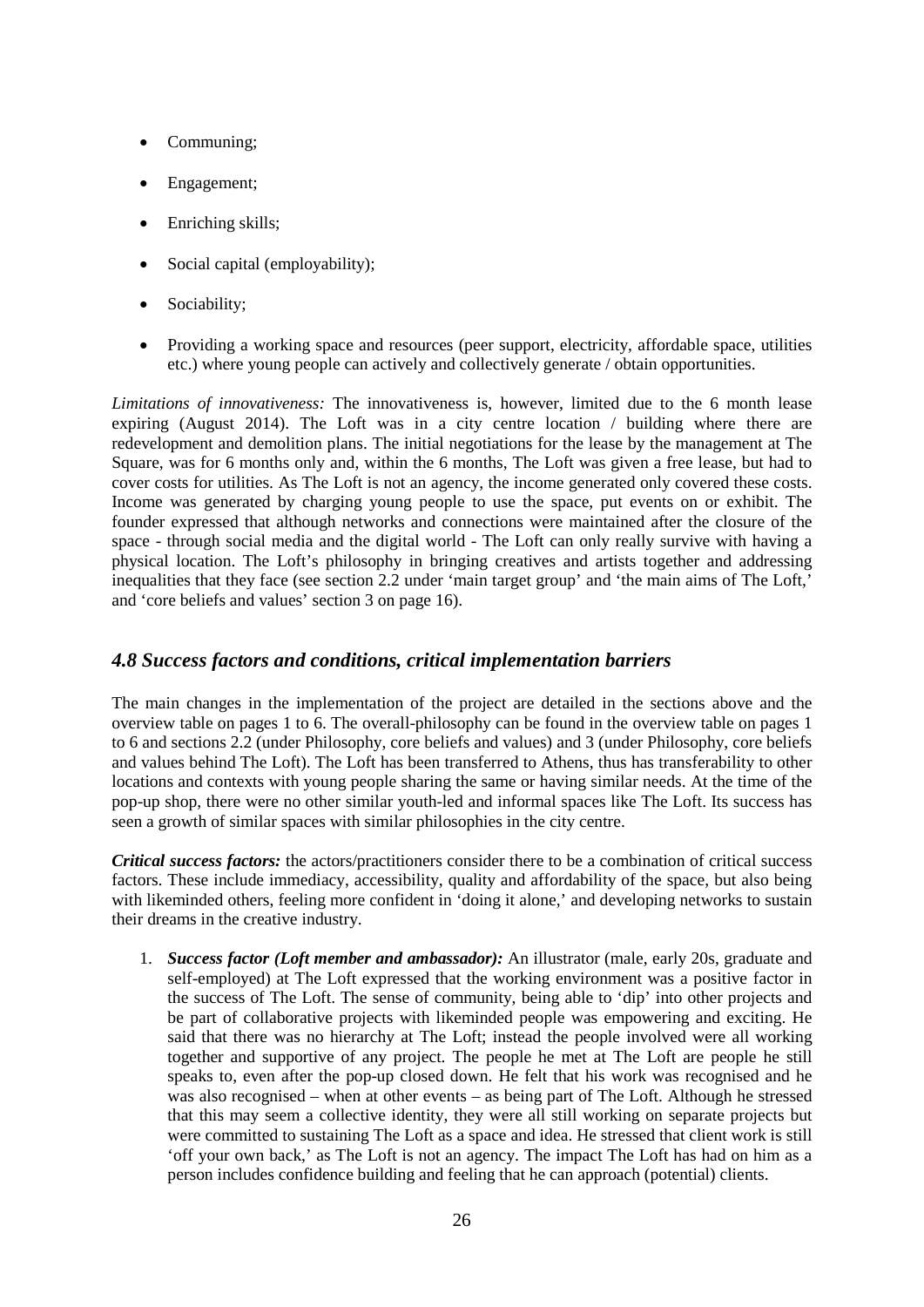- Communing;
- Engagement;
- Enriching skills;
- Social capital (employability);
- Sociability;
- Providing a working space and resources (peer support, electricity, affordable space, utilities etc.) where young people can actively and collectively generate / obtain opportunities.

*Limitations of innovativeness:* The innovativeness is, however, limited due to the 6 month lease expiring (August 2014). The Loft was in a city centre location / building where there are redevelopment and demolition plans. The initial negotiations for the lease by the management at The Square, was for 6 months only and, within the 6 months, The Loft was given a free lease, but had to cover costs for utilities. As The Loft is not an agency, the income generated only covered these costs. Income was generated by charging young people to use the space, put events on or exhibit. The founder expressed that although networks and connections were maintained after the closure of the space - through social media and the digital world - The Loft can only really survive with having a physical location. The Loft's philosophy in bringing creatives and artists together and addressing inequalities that they face (see section 2.2 under 'main target group' and 'the main aims of The Loft,' and 'core beliefs and values' section 3 on page 16).

### *4.8 Success factors and conditions, critical implementation barriers*

The main changes in the implementation of the project are detailed in the sections above and the overview table on pages 1 to 6. The overall-philosophy can be found in the overview table on pages 1 to 6 and sections 2.2 (under Philosophy, core beliefs and values) and 3 (under Philosophy, core beliefs and values behind The Loft). The Loft has been transferred to Athens, thus has transferability to other locations and contexts with young people sharing the same or having similar needs. At the time of the pop-up shop, there were no other similar youth-led and informal spaces like The Loft. Its success has seen a growth of similar spaces with similar philosophies in the city centre.

***Critical success factors:*** the actors/practitioners consider there to be a combination of critical success factors. These include immediacy, accessibility, quality and affordability of the space, but also being with likeminded others, feeling more confident in 'doing it alone,' and developing networks to sustain their dreams in the creative industry.

1. ***Success factor (Loft member and ambassador):*** An illustrator (male, early 20s, graduate and self-employed) at The Loft expressed that the working environment was a positive factor in the success of The Loft. The sense of community, being able to 'dip' into other projects and be part of collaborative projects with likeminded people was empowering and exciting. He said that there was no hierarchy at The Loft; instead the people involved were all working together and supportive of any project. The people he met at The Loft are people he still speaks to, even after the pop-up closed down. He felt that his work was recognised and he was also recognised – when at other events – as being part of The Loft. Although he stressed that this may seem a collective identity, they were all still working on separate projects but were committed to sustaining The Loft as a space and idea. He stressed that client work is still 'off your own back,' as The Loft is not an agency. The impact The Loft has had on him as a person includes confidence building and feeling that he can approach (potential) clients.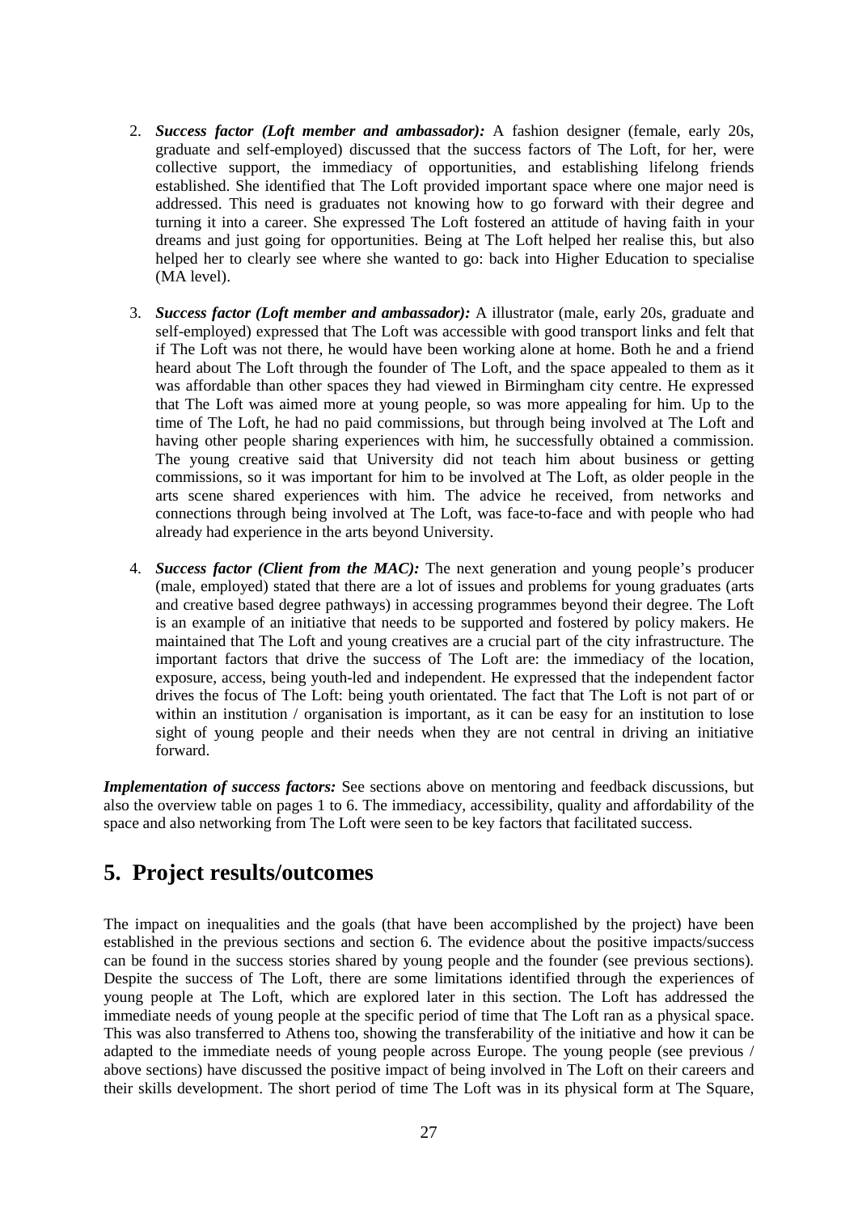2. ***Success factor (Loft member and ambassador):*** A fashion designer (female, early 20s, graduate and self-employed) discussed that the success factors of The Loft, for her, were collective support, the immediacy of opportunities, and establishing lifelong friends established. She identified that The Loft provided important space where one major need is addressed. This need is graduates not knowing how to go forward with their degree and turning it into a career. She expressed The Loft fostered an attitude of having faith in your dreams and just going for opportunities. Being at The Loft helped her realise this, but also helped her to clearly see where she wanted to go: back into Higher Education to specialise (MA level).

3. ***Success factor (Loft member and ambassador):*** A illustrator (male, early 20s, graduate and self-employed) expressed that The Loft was accessible with good transport links and felt that if The Loft was not there, he would have been working alone at home. Both he and a friend heard about The Loft through the founder of The Loft, and the space appealed to them as it was affordable than other spaces they had viewed in Birmingham city centre. He expressed that The Loft was aimed more at young people, so was more appealing for him. Up to the time of The Loft, he had no paid commissions, but through being involved at The Loft and having other people sharing experiences with him, he successfully obtained a commission. The young creative said that University did not teach him about business or getting commissions, so it was important for him to be involved at The Loft, as older people in the arts scene shared experiences with him. The advice he received, from networks and connections through being involved at The Loft, was face-to-face and with people who had already had experience in the arts beyond University.

4. ***Success factor (Client from the MAC):*** The next generation and young people's producer (male, employed) stated that there are a lot of issues and problems for young graduates (arts and creative based degree pathways) in accessing programmes beyond their degree. The Loft is an example of an initiative that needs to be supported and fostered by policy makers. He maintained that The Loft and young creatives are a crucial part of the city infrastructure. The important factors that drive the success of The Loft are: the immediacy of the location, exposure, access, being youth-led and independent. He expressed that the independent factor drives the focus of The Loft: being youth orientated. The fact that The Loft is not part of or within an institution / organisation is important, as it can be easy for an institution to lose sight of young people and their needs when they are not central in driving an initiative forward.

***Implementation of success factors:*** See sections above on mentoring and feedback discussions, but also the overview table on pages 1 to 6. The immediacy, accessibility, quality and affordability of the space and also networking from The Loft were seen to be key factors that facilitated success.

## 5. Project results/outcomes

The impact on inequalities and the goals (that have been accomplished by the project) have been established in the previous sections and section 6. The evidence about the positive impacts/success can be found in the success stories shared by young people and the founder (see previous sections). Despite the success of The Loft, there are some limitations identified through the experiences of young people at The Loft, which are explored later in this section. The Loft has addressed the immediate needs of young people at the specific period of time that The Loft ran as a physical space. This was also transferred to Athens too, showing the transferability of the initiative and how it can be adapted to the immediate needs of young people across Europe. The young people (see previous / above sections) have discussed the positive impact of being involved in The Loft on their careers and their skills development. The short period of time The Loft was in its physical form at The Square,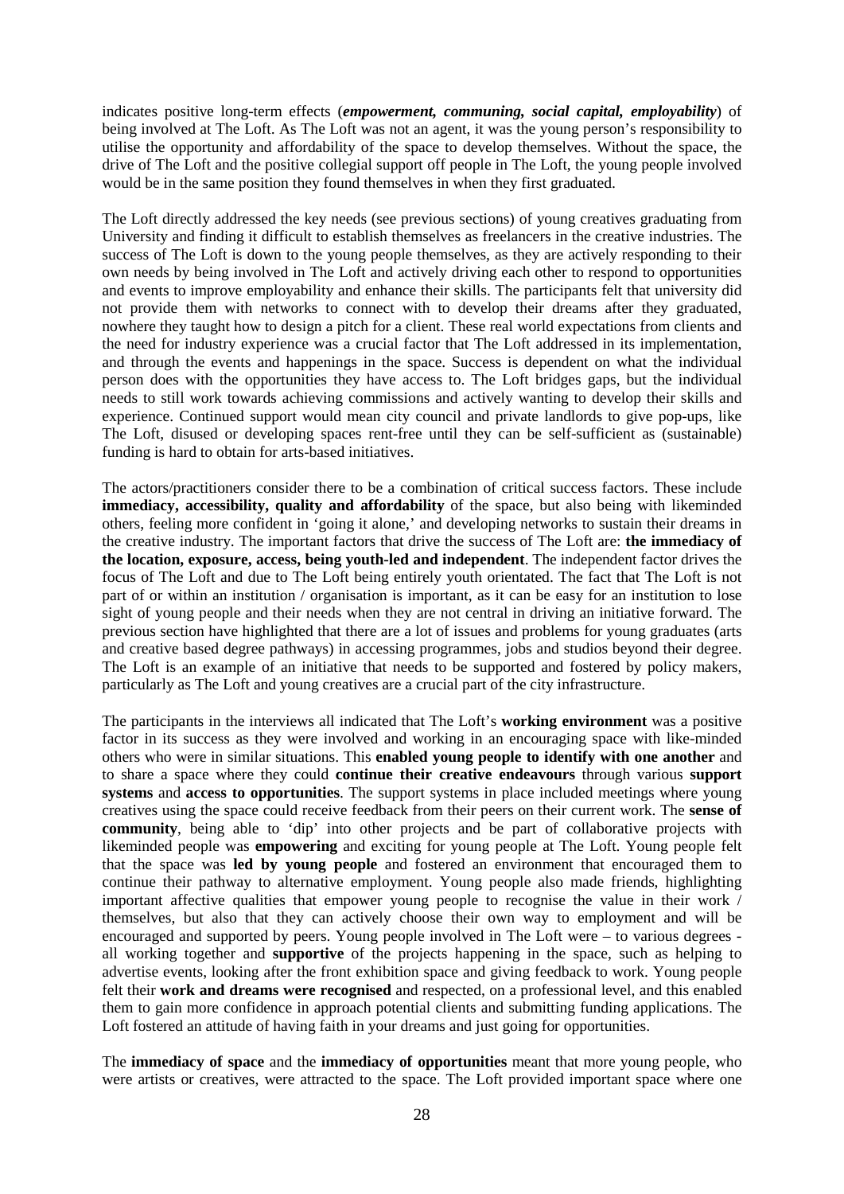indicates positive long-term effects (***empowerment, communing, social capital, employability***) of being involved at The Loft. As The Loft was not an agent, it was the young person's responsibility to utilise the opportunity and affordability of the space to develop themselves. Without the space, the drive of The Loft and the positive collegial support off people in The Loft, the young people involved would be in the same position they found themselves in when they first graduated.

The Loft directly addressed the key needs (see previous sections) of young creatives graduating from University and finding it difficult to establish themselves as freelancers in the creative industries. The success of The Loft is down to the young people themselves, as they are actively responding to their own needs by being involved in The Loft and actively driving each other to respond to opportunities and events to improve employability and enhance their skills. The participants felt that university did not provide them with networks to connect with to develop their dreams after they graduated, nowhere they taught how to design a pitch for a client. These real world expectations from clients and the need for industry experience was a crucial factor that The Loft addressed in its implementation, and through the events and happenings in the space. Success is dependent on what the individual person does with the opportunities they have access to. The Loft bridges gaps, but the individual needs to still work towards achieving commissions and actively wanting to develop their skills and experience. Continued support would mean city council and private landlords to give pop-ups, like The Loft, disused or developing spaces rent-free until they can be self-sufficient as (sustainable) funding is hard to obtain for arts-based initiatives.

The actors/practitioners consider there to be a combination of critical success factors. These include **immediacy, accessibility, quality and affordability** of the space, but also being with likeminded others, feeling more confident in 'going it alone,' and developing networks to sustain their dreams in the creative industry. The important factors that drive the success of The Loft are: **the immediacy of the location, exposure, access, being youth-led and independent**. The independent factor drives the focus of The Loft and due to The Loft being entirely youth orientated. The fact that The Loft is not part of or within an institution / organisation is important, as it can be easy for an institution to lose sight of young people and their needs when they are not central in driving an initiative forward. The previous section have highlighted that there are a lot of issues and problems for young graduates (arts and creative based degree pathways) in accessing programmes, jobs and studios beyond their degree. The Loft is an example of an initiative that needs to be supported and fostered by policy makers, particularly as The Loft and young creatives are a crucial part of the city infrastructure.

The participants in the interviews all indicated that The Loft's **working environment** was a positive factor in its success as they were involved and working in an encouraging space with like-minded others who were in similar situations. This **enabled young people to identify with one another** and to share a space where they could **continue their creative endeavours** through various **support systems** and **access to opportunities**. The support systems in place included meetings where young creatives using the space could receive feedback from their peers on their current work. The **sense of community**, being able to 'dip' into other projects and be part of collaborative projects with likeminded people was **empowering** and exciting for young people at The Loft. Young people felt that the space was **led by young people** and fostered an environment that encouraged them to continue their pathway to alternative employment. Young people also made friends, highlighting important affective qualities that empower young people to recognise the value in their work / themselves, but also that they can actively choose their own way to employment and will be encouraged and supported by peers. Young people involved in The Loft were – to various degrees - all working together and **supportive** of the projects happening in the space, such as helping to advertise events, looking after the front exhibition space and giving feedback to work. Young people felt their **work and dreams were recognised** and respected, on a professional level, and this enabled them to gain more confidence in approach potential clients and submitting funding applications. The Loft fostered an attitude of having faith in your dreams and just going for opportunities.

The **immediacy of space** and the **immediacy of opportunities** meant that more young people, who were artists or creatives, were attracted to the space. The Loft provided important space where one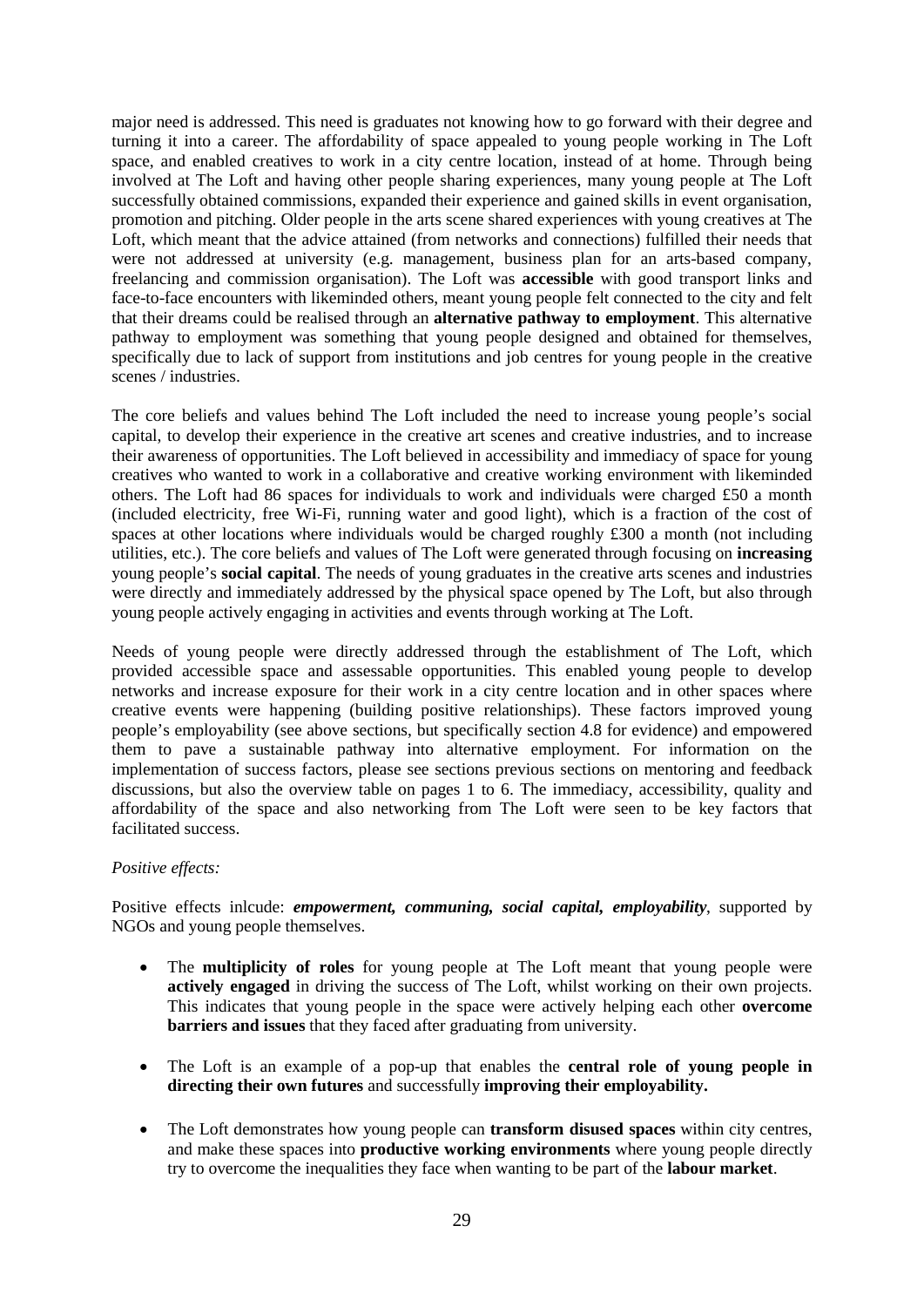major need is addressed. This need is graduates not knowing how to go forward with their degree and turning it into a career. The affordability of space appealed to young people working in The Loft space, and enabled creatives to work in a city centre location, instead of at home. Through being involved at The Loft and having other people sharing experiences, many young people at The Loft successfully obtained commissions, expanded their experience and gained skills in event organisation, promotion and pitching. Older people in the arts scene shared experiences with young creatives at The Loft, which meant that the advice attained (from networks and connections) fulfilled their needs that were not addressed at university (e.g. management, business plan for an arts-based company, freelancing and commission organisation). The Loft was **accessible** with good transport links and face-to-face encounters with likeminded others, meant young people felt connected to the city and felt that their dreams could be realised through an **alternative pathway to employment**. This alternative pathway to employment was something that young people designed and obtained for themselves, specifically due to lack of support from institutions and job centres for young people in the creative scenes / industries.

The core beliefs and values behind The Loft included the need to increase young people's social capital, to develop their experience in the creative art scenes and creative industries, and to increase their awareness of opportunities. The Loft believed in accessibility and immediacy of space for young creatives who wanted to work in a collaborative and creative working environment with likeminded others. The Loft had 86 spaces for individuals to work and individuals were charged £50 a month (included electricity, free Wi-Fi, running water and good light), which is a fraction of the cost of spaces at other locations where individuals would be charged roughly £300 a month (not including utilities, etc.). The core beliefs and values of The Loft were generated through focusing on **increasing** young people's **social capital**. The needs of young graduates in the creative arts scenes and industries were directly and immediately addressed by the physical space opened by The Loft, but also through young people actively engaging in activities and events through working at The Loft.

Needs of young people were directly addressed through the establishment of The Loft, which provided accessible space and assessable opportunities. This enabled young people to develop networks and increase exposure for their work in a city centre location and in other spaces where creative events were happening (building positive relationships). These factors improved young people's employability (see above sections, but specifically section 4.8 for evidence) and empowered them to pave a sustainable pathway into alternative employment. For information on the implementation of success factors, please see sections previous sections on mentoring and feedback discussions, but also the overview table on pages 1 to 6. The immediacy, accessibility, quality and affordability of the space and also networking from The Loft were seen to be key factors that facilitated success.

*Positive effects:*

Positive effects inlcude: ***empowerment, communing, social capital, employability***, supported by NGOs and young people themselves.

- The **multiplicity of roles** for young people at The Loft meant that young people were **actively engaged** in driving the success of The Loft, whilst working on their own projects. This indicates that young people in the space were actively helping each other **overcome barriers and issues** that they faced after graduating from university.

- The Loft is an example of a pop-up that enables the **central role of young people in directing their own futures** and successfully **improving their employability.**

- The Loft demonstrates how young people can **transform disused spaces** within city centres, and make these spaces into **productive working environments** where young people directly try to overcome the inequalities they face when wanting to be part of the **labour market**.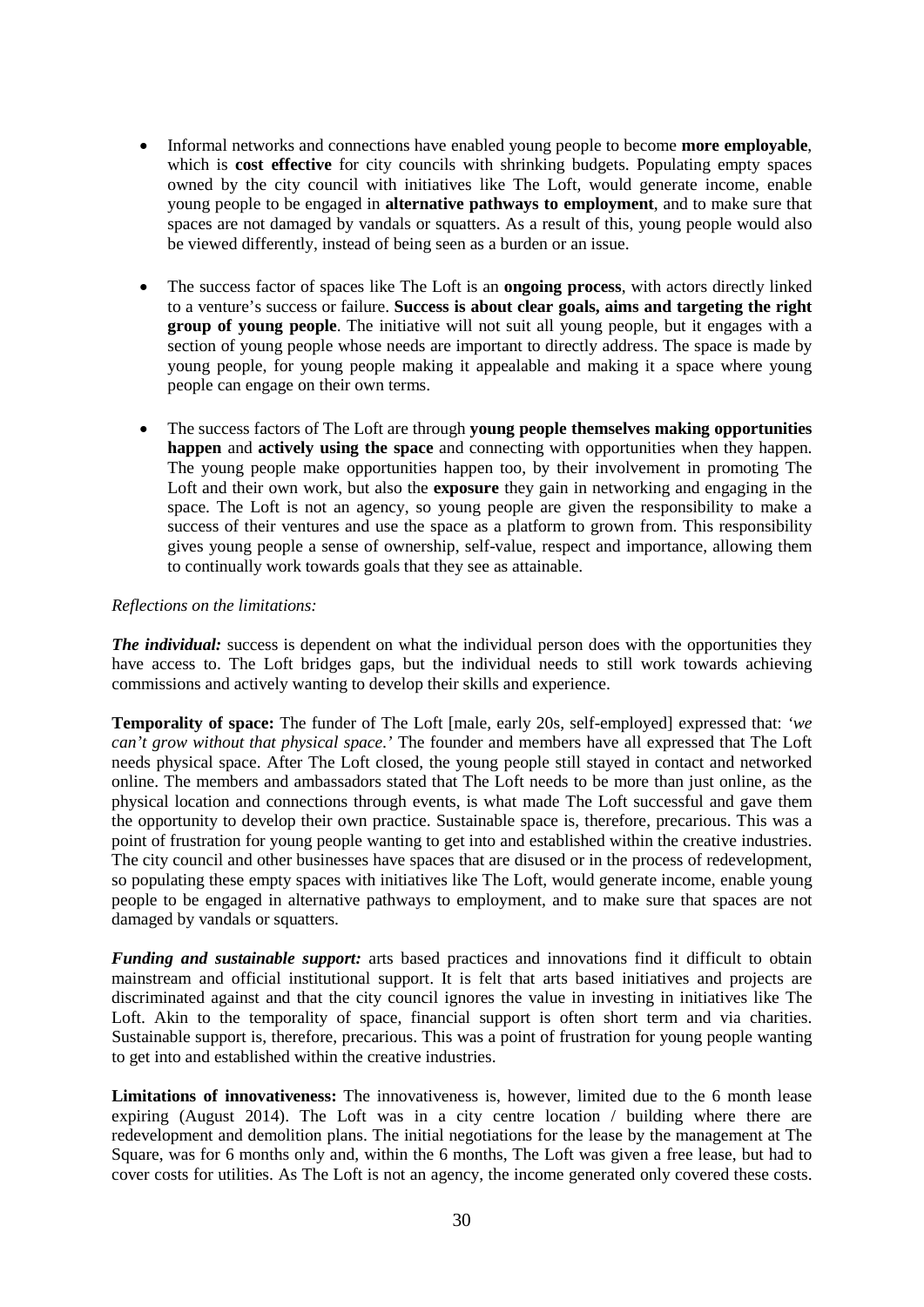- Informal networks and connections have enabled young people to become **more employable**, which is **cost effective** for city councils with shrinking budgets. Populating empty spaces owned by the city council with initiatives like The Loft, would generate income, enable young people to be engaged in **alternative pathways to employment**, and to make sure that spaces are not damaged by vandals or squatters. As a result of this, young people would also be viewed differently, instead of being seen as a burden or an issue.

- The success factor of spaces like The Loft is an **ongoing process**, with actors directly linked to a venture's success or failure. **Success is about clear goals, aims and targeting the right group of young people**. The initiative will not suit all young people, but it engages with a section of young people whose needs are important to directly address. The space is made by young people, for young people making it appealable and making it a space where young people can engage on their own terms.

- The success factors of The Loft are through **young people themselves making opportunities happen** and **actively using the space** and connecting with opportunities when they happen. The young people make opportunities happen too, by their involvement in promoting The Loft and their own work, but also the **exposure** they gain in networking and engaging in the space. The Loft is not an agency, so young people are given the responsibility to make a success of their ventures and use the space as a platform to grown from. This responsibility gives young people a sense of ownership, self-value, respect and importance, allowing them to continually work towards goals that they see as attainable.

*Reflections on the limitations:*

***The individual:*** success is dependent on what the individual person does with the opportunities they have access to. The Loft bridges gaps, but the individual needs to still work towards achieving commissions and actively wanting to develop their skills and experience.

**Temporality of space:** The funder of The Loft [male, early 20s, self-employed] expressed that: *'we can't grow without that physical space.'* The founder and members have all expressed that The Loft needs physical space. After The Loft closed, the young people still stayed in contact and networked online. The members and ambassadors stated that The Loft needs to be more than just online, as the physical location and connections through events, is what made The Loft successful and gave them the opportunity to develop their own practice. Sustainable space is, therefore, precarious. This was a point of frustration for young people wanting to get into and established within the creative industries. The city council and other businesses have spaces that are disused or in the process of redevelopment, so populating these empty spaces with initiatives like The Loft, would generate income, enable young people to be engaged in alternative pathways to employment, and to make sure that spaces are not damaged by vandals or squatters.

***Funding and sustainable support:*** arts based practices and innovations find it difficult to obtain mainstream and official institutional support. It is felt that arts based initiatives and projects are discriminated against and that the city council ignores the value in investing in initiatives like The Loft. Akin to the temporality of space, financial support is often short term and via charities. Sustainable support is, therefore, precarious. This was a point of frustration for young people wanting to get into and established within the creative industries.

**Limitations of innovativeness:** The innovativeness is, however, limited due to the 6 month lease expiring (August 2014). The Loft was in a city centre location / building where there are redevelopment and demolition plans. The initial negotiations for the lease by the management at The Square, was for 6 months only and, within the 6 months, The Loft was given a free lease, but had to cover costs for utilities. As The Loft is not an agency, the income generated only covered these costs.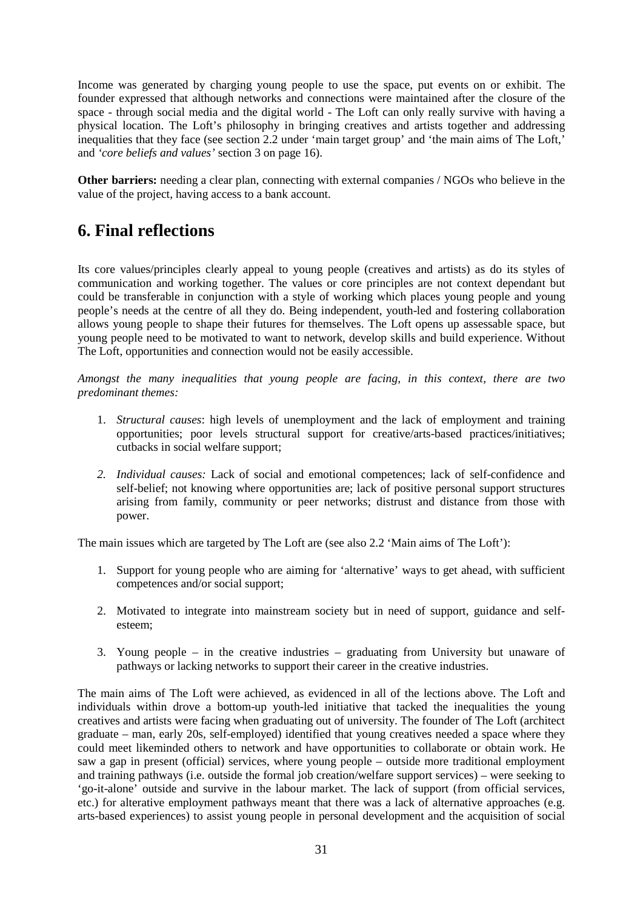Income was generated by charging young people to use the space, put events on or exhibit. The founder expressed that although networks and connections were maintained after the closure of the space - through social media and the digital world - The Loft can only really survive with having a physical location. The Loft's philosophy in bringing creatives and artists together and addressing inequalities that they face (see section 2.2 under 'main target group' and 'the main aims of The Loft,' and *'core beliefs and values'* section 3 on page 16).

**Other barriers:** needing a clear plan, connecting with external companies / NGOs who believe in the value of the project, having access to a bank account.

# 6. Final reflections

Its core values/principles clearly appeal to young people (creatives and artists) as do its styles of communication and working together. The values or core principles are not context dependant but could be transferable in conjunction with a style of working which places young people and young people's needs at the centre of all they do. Being independent, youth-led and fostering collaboration allows young people to shape their futures for themselves. The Loft opens up assessable space, but young people need to be motivated to want to network, develop skills and build experience. Without The Loft, opportunities and connection would not be easily accessible.

*Amongst the many inequalities that young people are facing, in this context, there are two predominant themes:*

1. *Structural causes*: high levels of unemployment and the lack of employment and training opportunities; poor levels structural support for creative/arts-based practices/initiatives; cutbacks in social welfare support;

2. *Individual causes:* Lack of social and emotional competences; lack of self-confidence and self-belief; not knowing where opportunities are; lack of positive personal support structures arising from family, community or peer networks; distrust and distance from those with power.

The main issues which are targeted by The Loft are (see also 2.2 'Main aims of The Loft'):

1. Support for young people who are aiming for 'alternative' ways to get ahead, with sufficient competences and/or social support;

2. Motivated to integrate into mainstream society but in need of support, guidance and self-esteem;

3. Young people – in the creative industries – graduating from University but unaware of pathways or lacking networks to support their career in the creative industries.

The main aims of The Loft were achieved, as evidenced in all of the lections above. The Loft and individuals within drove a bottom-up youth-led initiative that tacked the inequalities the young creatives and artists were facing when graduating out of university. The founder of The Loft (architect graduate – man, early 20s, self-employed) identified that young creatives needed a space where they could meet likeminded others to network and have opportunities to collaborate or obtain work. He saw a gap in present (official) services, where young people – outside more traditional employment and training pathways (i.e. outside the formal job creation/welfare support services) – were seeking to 'go-it-alone' outside and survive in the labour market. The lack of support (from official services, etc.) for alterative employment pathways meant that there was a lack of alternative approaches (e.g. arts-based experiences) to assist young people in personal development and the acquisition of social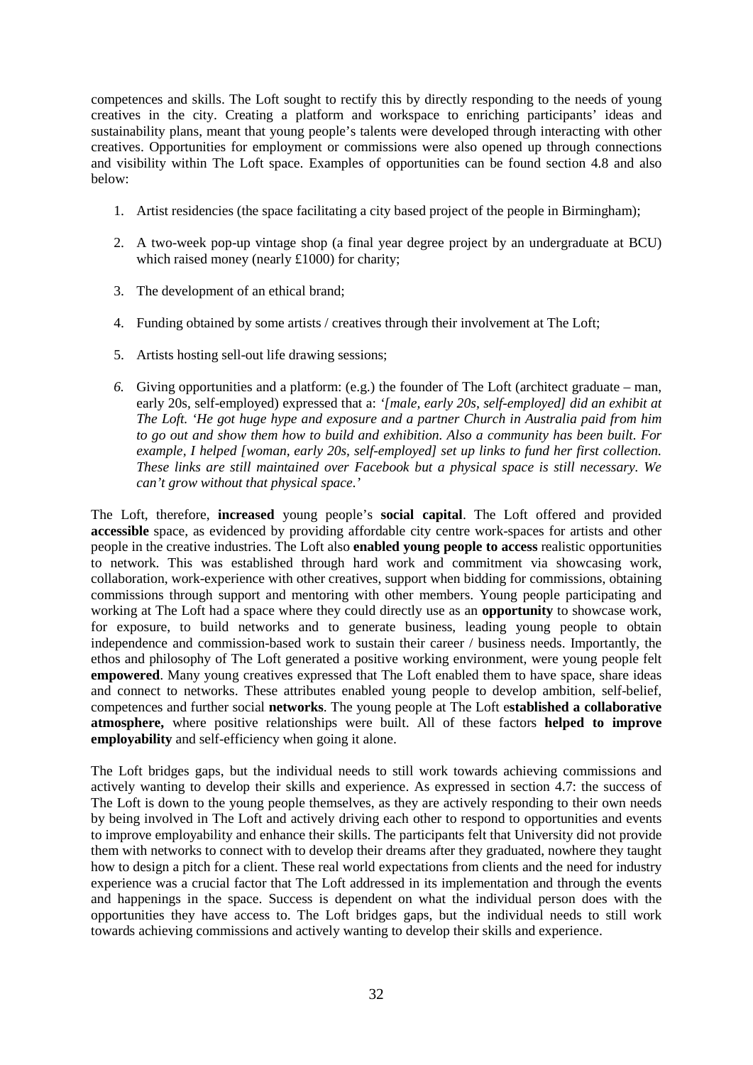competences and skills. The Loft sought to rectify this by directly responding to the needs of young creatives in the city. Creating a platform and workspace to enriching participants' ideas and sustainability plans, meant that young people's talents were developed through interacting with other creatives. Opportunities for employment or commissions were also opened up through connections and visibility within The Loft space. Examples of opportunities can be found section 4.8 and also below:

1. Artist residencies (the space facilitating a city based project of the people in Birmingham);

2. A two-week pop-up vintage shop (a final year degree project by an undergraduate at BCU) which raised money (nearly £1000) for charity;

3. The development of an ethical brand;

4. Funding obtained by some artists / creatives through their involvement at The Loft;

5. Artists hosting sell-out life drawing sessions;

6. Giving opportunities and a platform: (e.g.) the founder of The Loft (architect graduate – man, early 20s, self-employed) expressed that a: *'[male, early 20s, self-employed] did an exhibit at The Loft. 'He got huge hype and exposure and a partner Church in Australia paid from him to go out and show them how to build and exhibition. Also a community has been built. For example, I helped [woman, early 20s, self-employed] set up links to fund her first collection. These links are still maintained over Facebook but a physical space is still necessary. We can't grow without that physical space.'*

The Loft, therefore, **increased** young people's **social capital**. The Loft offered and provided **accessible** space, as evidenced by providing affordable city centre work-spaces for artists and other people in the creative industries. The Loft also **enabled young people to access** realistic opportunities to network. This was established through hard work and commitment via showcasing work, collaboration, work-experience with other creatives, support when bidding for commissions, obtaining commissions through support and mentoring with other members. Young people participating and working at The Loft had a space where they could directly use as an **opportunity** to showcase work, for exposure, to build networks and to generate business, leading young people to obtain independence and commission-based work to sustain their career / business needs. Importantly, the ethos and philosophy of The Loft generated a positive working environment, were young people felt **empowered**. Many young creatives expressed that The Loft enabled them to have space, share ideas and connect to networks. These attributes enabled young people to develop ambition, self-belief, competences and further social **networks**. The young people at The Loft e**stablished a collaborative atmosphere,** where positive relationships were built. All of these factors **helped to improve employability** and self-efficiency when going it alone.

The Loft bridges gaps, but the individual needs to still work towards achieving commissions and actively wanting to develop their skills and experience. As expressed in section 4.7: the success of The Loft is down to the young people themselves, as they are actively responding to their own needs by being involved in The Loft and actively driving each other to respond to opportunities and events to improve employability and enhance their skills. The participants felt that University did not provide them with networks to connect with to develop their dreams after they graduated, nowhere they taught how to design a pitch for a client. These real world expectations from clients and the need for industry experience was a crucial factor that The Loft addressed in its implementation and through the events and happenings in the space. Success is dependent on what the individual person does with the opportunities they have access to. The Loft bridges gaps, but the individual needs to still work towards achieving commissions and actively wanting to develop their skills and experience.